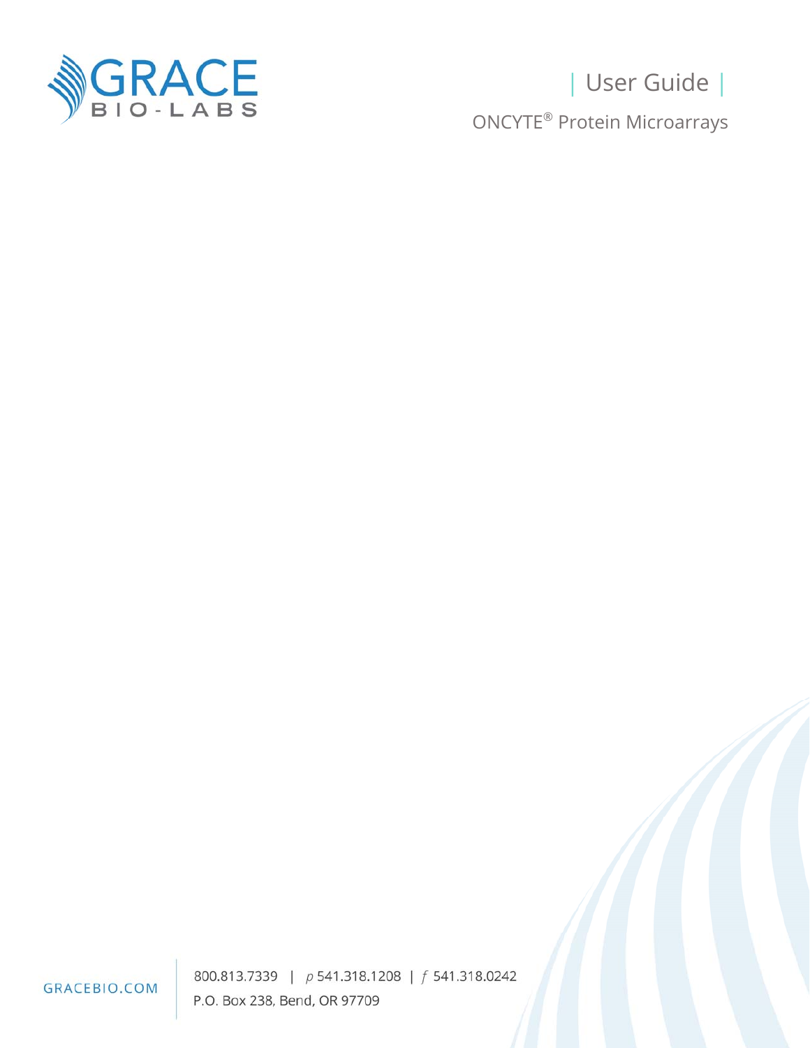GRACE BIO-LABS

# User Guide

ONCYTE® Protein Microarrays

GRACEBIO.COM

800.813.7339 | p 541.318.1208 | f 541.318.0242

P.O. Box 238, Bend, OR 97709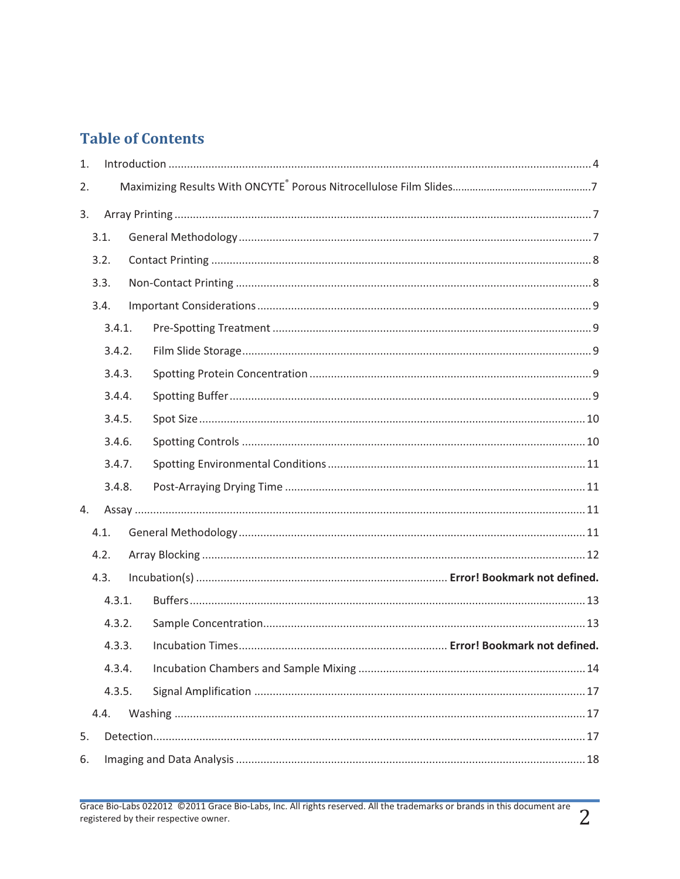# Table of Contents

1. Introduction ..... 4
2. Maximizing Results With ONCYTE® Porous Nitrocellulose Film Slides ..... 7
3. Array Printing ..... 7
   - 3.1. General Methodology ..... 7
   - 3.2. Contact Printing ..... 8
   - 3.3. Non-Contact Printing ..... 8
   - 3.4. Important Considerations ..... 9
     - 3.4.1. Pre-Spotting Treatment ..... 9
     - 3.4.2. Film Slide Storage ..... 9
     - 3.4.3. Spotting Protein Concentration ..... 9
     - 3.4.4. Spotting Buffer ..... 9
     - 3.4.5. Spot Size ..... 10
     - 3.4.6. Spotting Controls ..... 10
     - 3.4.7. Spotting Environmental Conditions ..... 11
     - 3.4.8. Post-Arraying Drying Time ..... 11
4. Assay ..... 11
   - 4.1. General Methodology ..... 11
   - 4.2. Array Blocking ..... 12
   - 4.3. Incubation(s) ..... **Error! Bookmark not defined.**
     - 4.3.1. Buffers ..... 13
     - 4.3.2. Sample Concentration ..... 13
     - 4.3.3. Incubation Times ..... **Error! Bookmark not defined.**
     - 4.3.4. Incubation Chambers and Sample Mixing ..... 14
     - 4.3.5. Signal Amplification ..... 17
   - 4.4. Washing ..... 17
5. Detection ..... 17
6. Imaging and Data Analysis ..... 18

Grace Bio-Labs 022012 ©2011 Grace Bio-Labs, Inc. All rights reserved. All the trademarks or brands in this document are registered by their respective owner.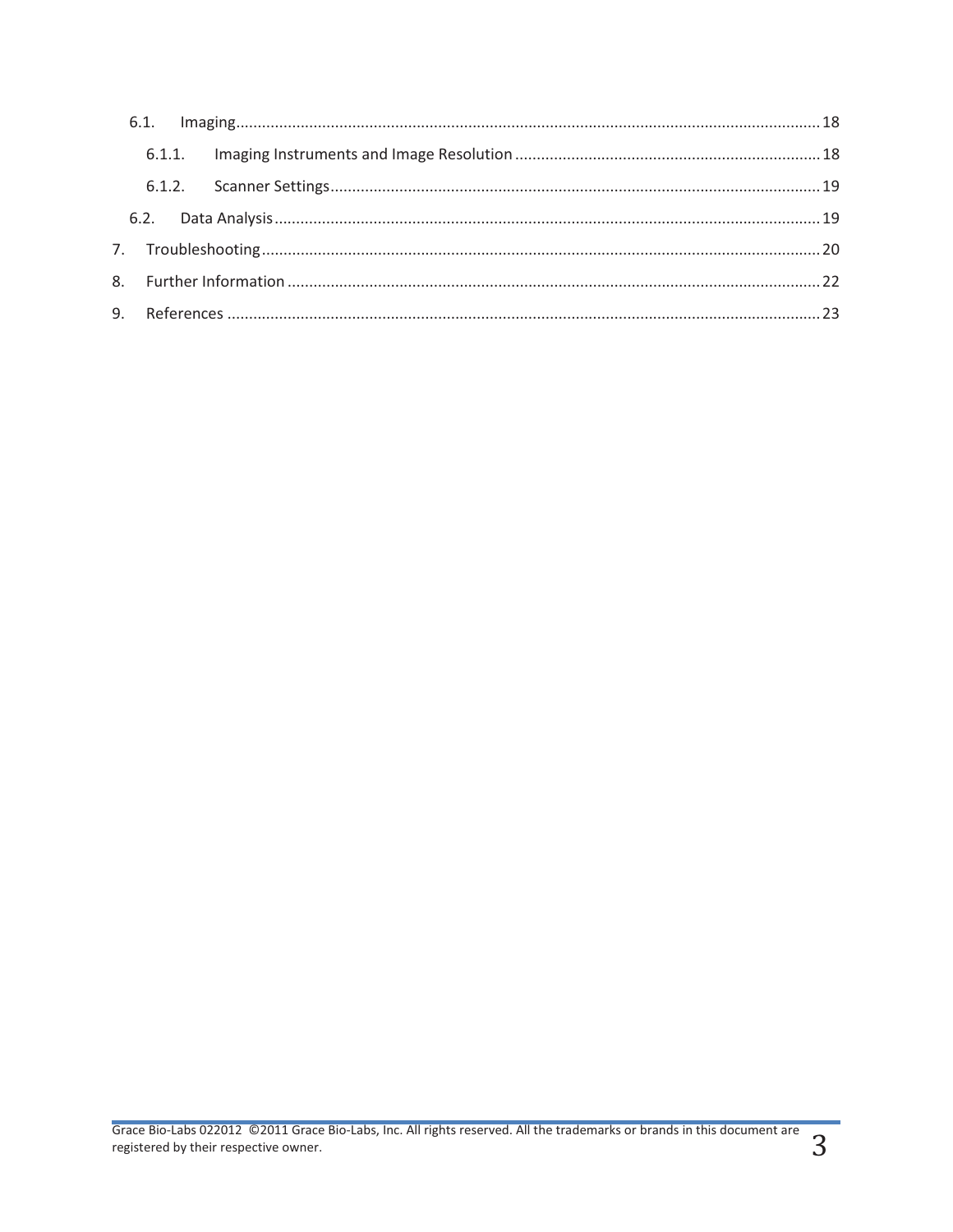6.1. Imaging ........................................................................................................................................ 18

6.1.1. Imaging Instruments and Image Resolution ....................................................................... 18

6.1.2. Scanner Settings .................................................................................................................. 19

6.2. Data Analysis ............................................................................................................................... 19

7. Troubleshooting ................................................................................................................................. 20

8. Further Information ........................................................................................................................... 22

9. References ......................................................................................................................................... 23

Grace Bio-Labs 022012 ©2011 Grace Bio-Labs, Inc. All rights reserved. All the trademarks or brands in this document are registered by their respective owner.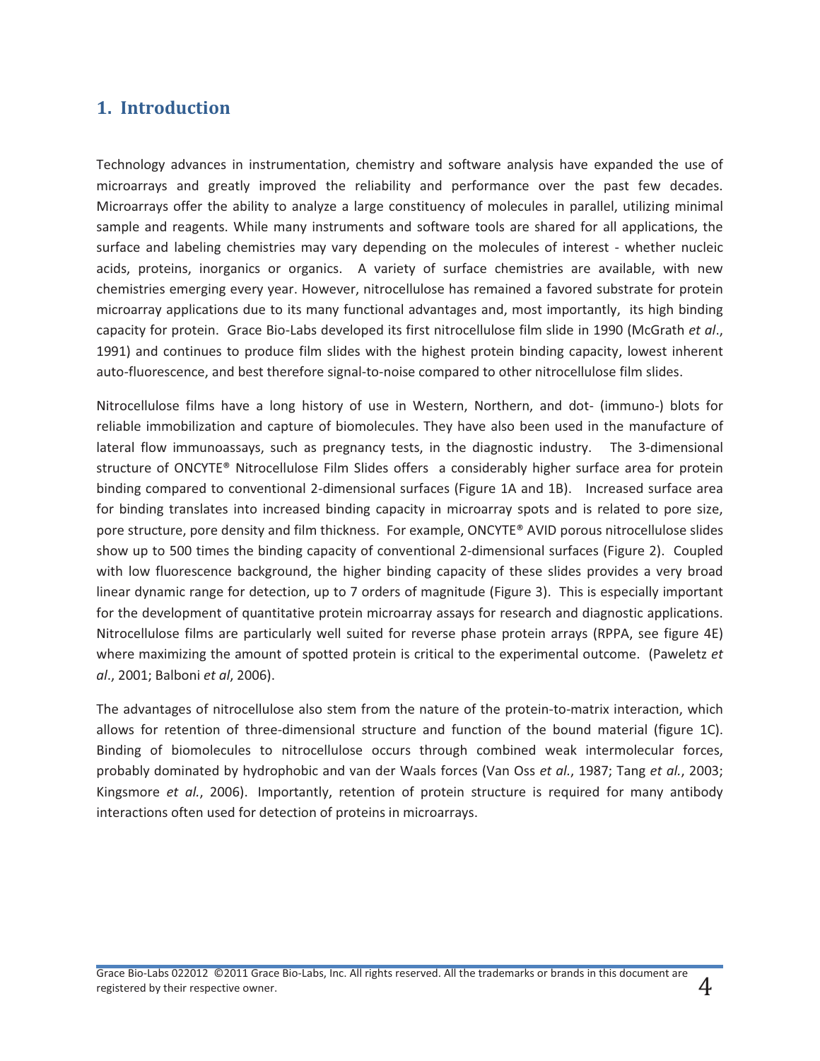## 1. Introduction

Technology advances in instrumentation, chemistry and software analysis have expanded the use of microarrays and greatly improved the reliability and performance over the past few decades. Microarrays offer the ability to analyze a large constituency of molecules in parallel, utilizing minimal sample and reagents. While many instruments and software tools are shared for all applications, the surface and labeling chemistries may vary depending on the molecules of interest - whether nucleic acids, proteins, inorganics or organics. A variety of surface chemistries are available, with new chemistries emerging every year. However, nitrocellulose has remained a favored substrate for protein microarray applications due to its many functional advantages and, most importantly, its high binding capacity for protein. Grace Bio-Labs developed its first nitrocellulose film slide in 1990 (McGrath *et al*., 1991) and continues to produce film slides with the highest protein binding capacity, lowest inherent auto-fluorescence, and best therefore signal-to-noise compared to other nitrocellulose film slides.

Nitrocellulose films have a long history of use in Western, Northern, and dot- (immuno-) blots for reliable immobilization and capture of biomolecules. They have also been used in the manufacture of lateral flow immunoassays, such as pregnancy tests, in the diagnostic industry. The 3-dimensional structure of ONCYTE® Nitrocellulose Film Slides offers a considerably higher surface area for protein binding compared to conventional 2-dimensional surfaces (Figure 1A and 1B). Increased surface area for binding translates into increased binding capacity in microarray spots and is related to pore size, pore structure, pore density and film thickness. For example, ONCYTE® AVID porous nitrocellulose slides show up to 500 times the binding capacity of conventional 2-dimensional surfaces (Figure 2). Coupled with low fluorescence background, the higher binding capacity of these slides provides a very broad linear dynamic range for detection, up to 7 orders of magnitude (Figure 3). This is especially important for the development of quantitative protein microarray assays for research and diagnostic applications. Nitrocellulose films are particularly well suited for reverse phase protein arrays (RPPA, see figure 4E) where maximizing the amount of spotted protein is critical to the experimental outcome. (Paweletz *et al*., 2001; Balboni *et al*, 2006).

The advantages of nitrocellulose also stem from the nature of the protein-to-matrix interaction, which allows for retention of three-dimensional structure and function of the bound material (figure 1C). Binding of biomolecules to nitrocellulose occurs through combined weak intermolecular forces, probably dominated by hydrophobic and van der Waals forces (Van Oss *et al.*, 1987; Tang *et al.*, 2003; Kingsmore *et al.*, 2006). Importantly, retention of protein structure is required for many antibody interactions often used for detection of proteins in microarrays.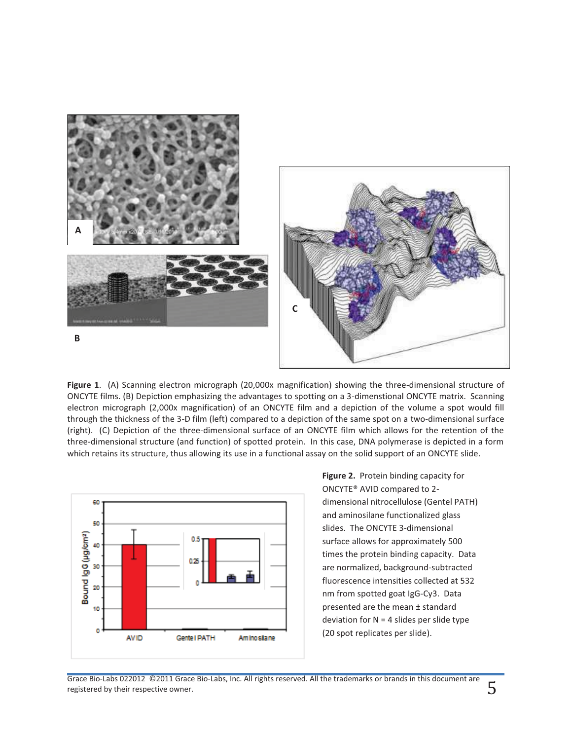**Figure 1**. (A) Scanning electron micrograph (20,000x magnification) showing the three-dimensional structure of ONCYTE films. (B) Depiction emphasizing the advantages to spotting on a 3-dimenstional ONCYTE matrix. Scanning electron micrograph (2,000x magnification) of an ONCYTE film and a depiction of the volume a spot would fill through the thickness of the 3-D film (left) compared to a depiction of the same spot on a two-dimensional surface (right). (C) Depiction of the three-dimensional surface of an ONCYTE film which allows for the retention of the three-dimensional structure (and function) of spotted protein. In this case, DNA polymerase is depicted in a form which retains its structure, thus allowing its use in a functional assay on the solid support of an ONCYTE slide.

**Figure 2.** Protein binding capacity for ONCYTE® AVID compared to 2-dimensional nitrocellulose (Gentel PATH) and aminosilane functionalized glass slides. The ONCYTE 3-dimensional surface allows for approximately 500 times the protein binding capacity. Data are normalized, background-subtracted fluorescence intensities collected at 532 nm from spotted goat IgG-Cy3. Data presented are the mean ± standard deviation for N = 4 slides per slide type (20 spot replicates per slide).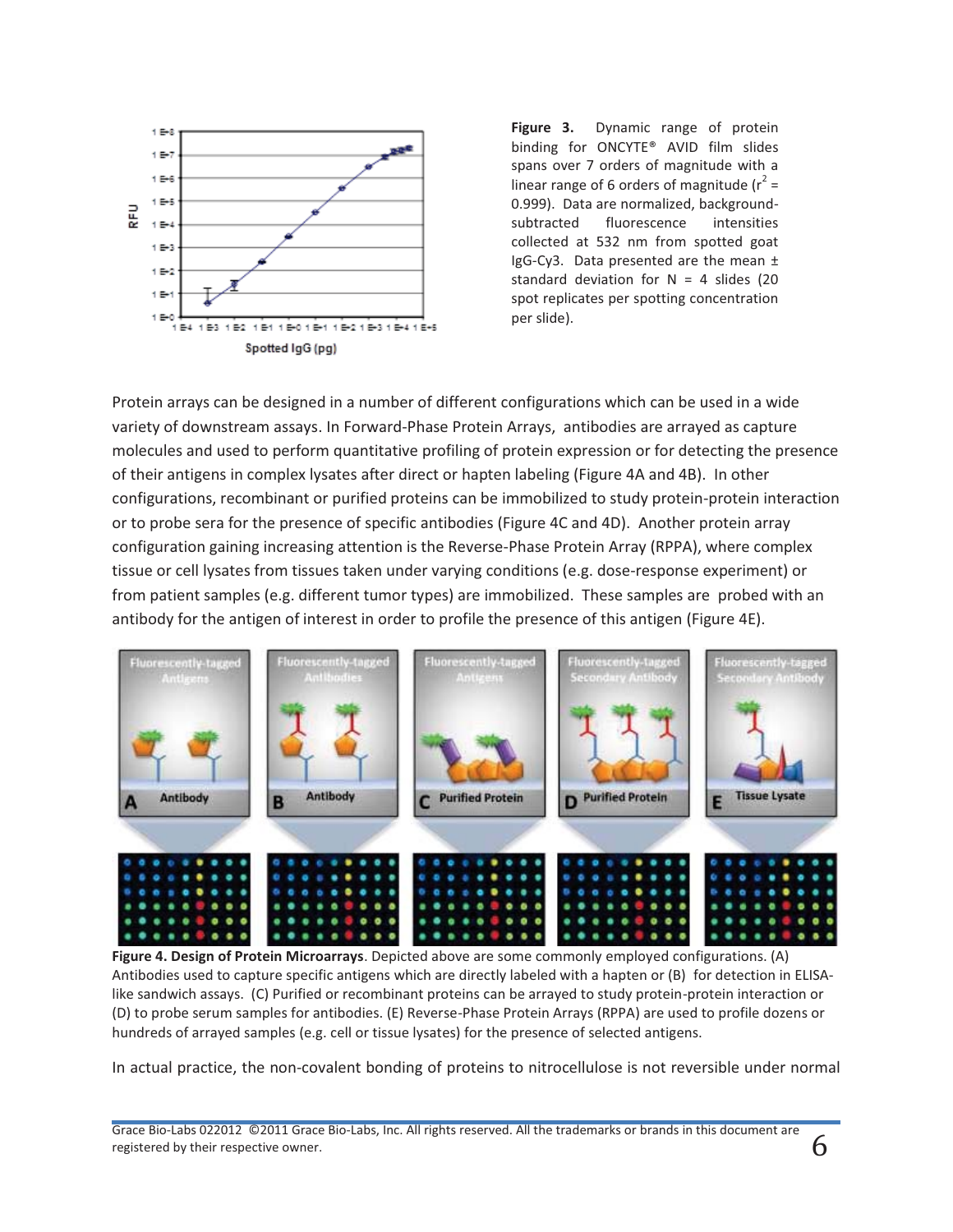**Figure 3.** Dynamic range of protein binding for ONCYTE® AVID film slides spans over 7 orders of magnitude with a linear range of 6 orders of magnitude ($r^2$ = 0.999). Data are normalized, background-subtracted fluorescence intensities collected at 532 nm from spotted goat IgG-Cy3. Data presented are the mean ± standard deviation for N = 4 slides (20 spot replicates per spotting concentration per slide).

Protein arrays can be designed in a number of different configurations which can be used in a wide variety of downstream assays. In Forward-Phase Protein Arrays, antibodies are arrayed as capture molecules and used to perform quantitative profiling of protein expression or for detecting the presence of their antigens in complex lysates after direct or hapten labeling (Figure 4A and 4B). In other configurations, recombinant or purified proteins can be immobilized to study protein-protein interaction or to probe sera for the presence of specific antibodies (Figure 4C and 4D). Another protein array configuration gaining increasing attention is the Reverse-Phase Protein Array (RPPA), where complex tissue or cell lysates from tissues taken under varying conditions (e.g. dose-response experiment) or from patient samples (e.g. different tumor types) are immobilized. These samples are probed with an antibody for the antigen of interest in order to profile the presence of this antigen (Figure 4E).

**Figure 4. Design of Protein Microarrays**. Depicted above are some commonly employed configurations. (A) Antibodies used to capture specific antigens which are directly labeled with a hapten or (B) for detection in ELISA-like sandwich assays. (C) Purified or recombinant proteins can be arrayed to study protein-protein interaction or (D) to probe serum samples for antibodies. (E) Reverse-Phase Protein Arrays (RPPA) are used to profile dozens or hundreds of arrayed samples (e.g. cell or tissue lysates) for the presence of selected antigens.

In actual practice, the non-covalent bonding of proteins to nitrocellulose is not reversible under normal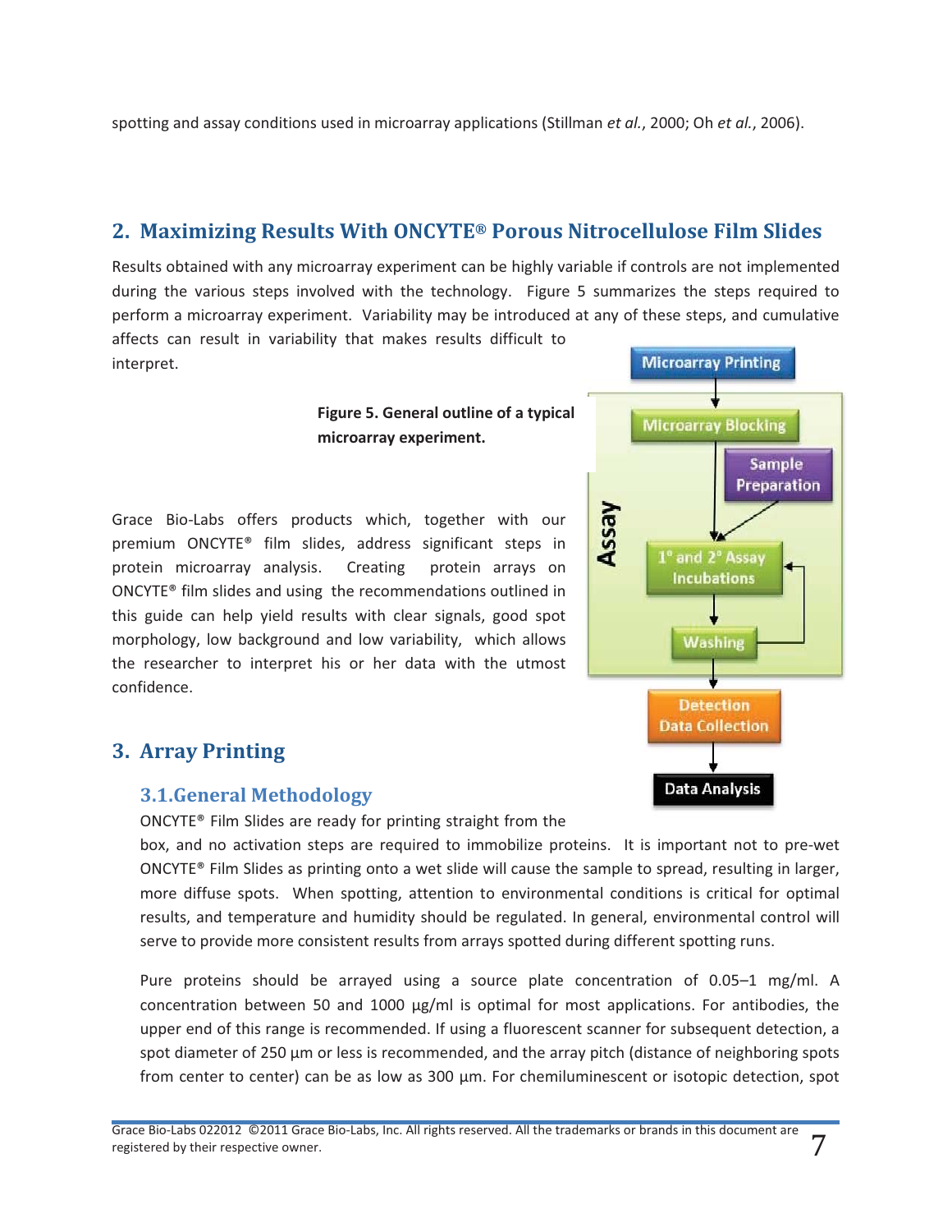spotting and assay conditions used in microarray applications (Stillman *et al.*, 2000; Oh *et al.*, 2006).

## 2. Maximizing Results With ONCYTE® Porous Nitrocellulose Film Slides

Results obtained with any microarray experiment can be highly variable if controls are not implemented during the various steps involved with the technology. Figure 5 summarizes the steps required to perform a microarray experiment. Variability may be introduced at any of these steps, and cumulative affects can result in variability that makes results difficult to interpret.

**Figure 5. General outline of a typical microarray experiment.**

Grace Bio-Labs offers products which, together with our premium ONCYTE® film slides, address significant steps in protein microarray analysis. Creating protein arrays on ONCYTE® film slides and using the recommendations outlined in this guide can help yield results with clear signals, good spot morphology, low background and low variability, which allows the researcher to interpret his or her data with the utmost confidence.

## 3. Array Printing

### 3.1. General Methodology

ONCYTE® Film Slides are ready for printing straight from the box, and no activation steps are required to immobilize proteins. It is important not to pre-wet ONCYTE® Film Slides as printing onto a wet slide will cause the sample to spread, resulting in larger, more diffuse spots. When spotting, attention to environmental conditions is critical for optimal results, and temperature and humidity should be regulated. In general, environmental control will serve to provide more consistent results from arrays spotted during different spotting runs.

Pure proteins should be arrayed using a source plate concentration of 0.05–1 mg/ml. A concentration between 50 and 1000 µg/ml is optimal for most applications. For antibodies, the upper end of this range is recommended. If using a fluorescent scanner for subsequent detection, a spot diameter of 250 µm or less is recommended, and the array pitch (distance of neighboring spots from center to center) can be as low as 300 µm. For chemiluminescent or isotopic detection, spot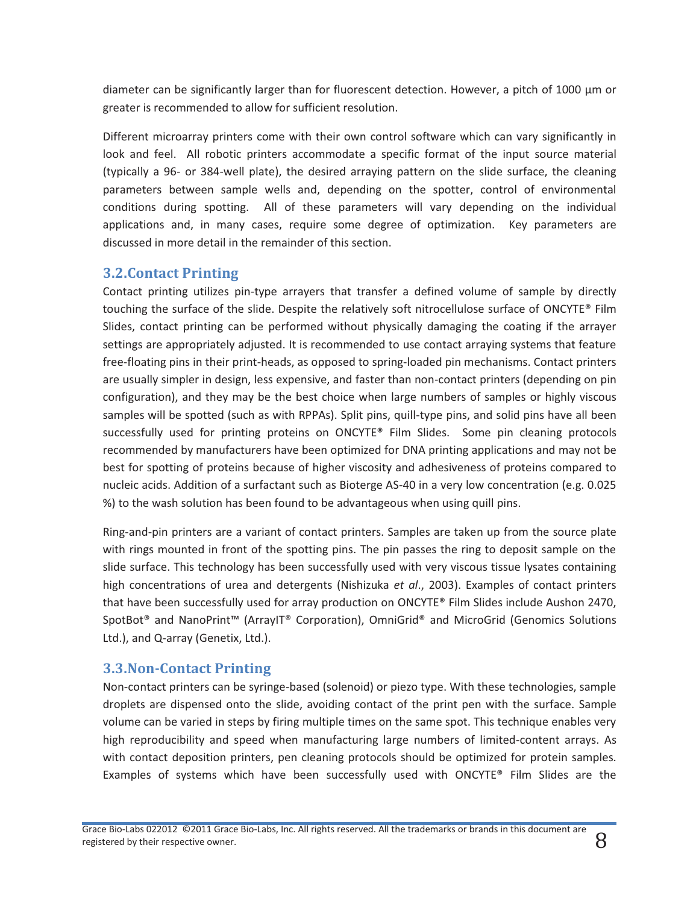diameter can be significantly larger than for fluorescent detection. However, a pitch of 1000 µm or greater is recommended to allow for sufficient resolution.

Different microarray printers come with their own control software which can vary significantly in look and feel. All robotic printers accommodate a specific format of the input source material (typically a 96- or 384-well plate), the desired arraying pattern on the slide surface, the cleaning parameters between sample wells and, depending on the spotter, control of environmental conditions during spotting. All of these parameters will vary depending on the individual applications and, in many cases, require some degree of optimization. Key parameters are discussed in more detail in the remainder of this section.

## 3.2. Contact Printing

Contact printing utilizes pin-type arrayers that transfer a defined volume of sample by directly touching the surface of the slide. Despite the relatively soft nitrocellulose surface of ONCYTE® Film Slides, contact printing can be performed without physically damaging the coating if the arrayer settings are appropriately adjusted. It is recommended to use contact arraying systems that feature free-floating pins in their print-heads, as opposed to spring-loaded pin mechanisms. Contact printers are usually simpler in design, less expensive, and faster than non-contact printers (depending on pin configuration), and they may be the best choice when large numbers of samples or highly viscous samples will be spotted (such as with RPPAs). Split pins, quill-type pins, and solid pins have all been successfully used for printing proteins on ONCYTE® Film Slides. Some pin cleaning protocols recommended by manufacturers have been optimized for DNA printing applications and may not be best for spotting of proteins because of higher viscosity and adhesiveness of proteins compared to nucleic acids. Addition of a surfactant such as Bioterge AS-40 in a very low concentration (e.g. 0.025 %) to the wash solution has been found to be advantageous when using quill pins.

Ring-and-pin printers are a variant of contact printers. Samples are taken up from the source plate with rings mounted in front of the spotting pins. The pin passes the ring to deposit sample on the slide surface. This technology has been successfully used with very viscous tissue lysates containing high concentrations of urea and detergents (Nishizuka *et al.*, 2003). Examples of contact printers that have been successfully used for array production on ONCYTE® Film Slides include Aushon 2470, SpotBot® and NanoPrint™ (ArrayIT® Corporation), OmniGrid® and MicroGrid (Genomics Solutions Ltd.), and Q-array (Genetix, Ltd.).

## 3.3. Non-Contact Printing

Non-contact printers can be syringe-based (solenoid) or piezo type. With these technologies, sample droplets are dispensed onto the slide, avoiding contact of the print pen with the surface. Sample volume can be varied in steps by firing multiple times on the same spot. This technique enables very high reproducibility and speed when manufacturing large numbers of limited-content arrays. As with contact deposition printers, pen cleaning protocols should be optimized for protein samples. Examples of systems which have been successfully used with ONCYTE® Film Slides are the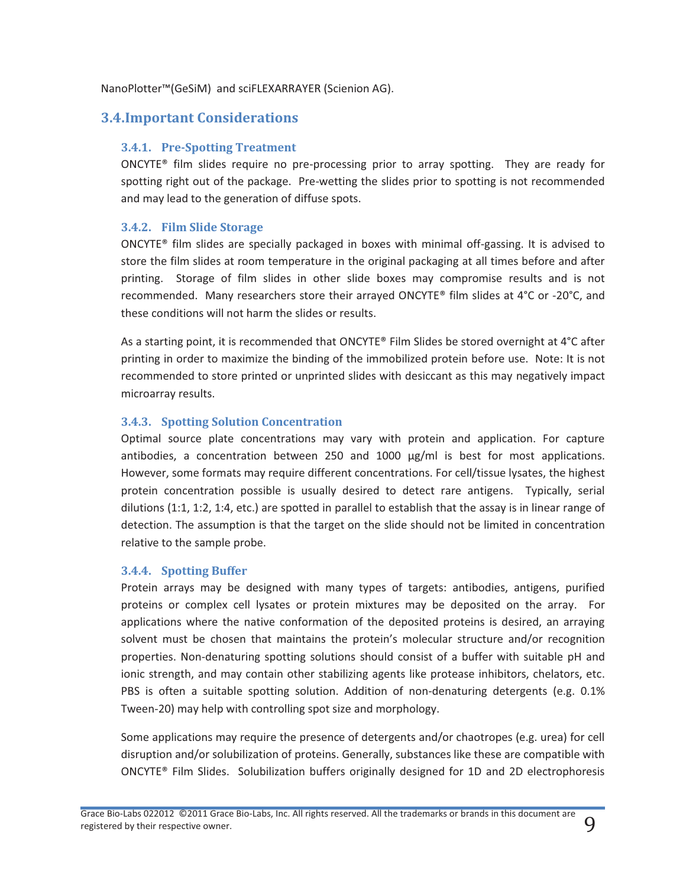NanoPlotter™(GeSiM) and sciFLEXARRAYER (Scienion AG).

## 3.4. Important Considerations

### 3.4.1. Pre-Spotting Treatment

ONCYTE® film slides require no pre-processing prior to array spotting. They are ready for spotting right out of the package. Pre-wetting the slides prior to spotting is not recommended and may lead to the generation of diffuse spots.

### 3.4.2. Film Slide Storage

ONCYTE® film slides are specially packaged in boxes with minimal off-gassing. It is advised to store the film slides at room temperature in the original packaging at all times before and after printing. Storage of film slides in other slide boxes may compromise results and is not recommended. Many researchers store their arrayed ONCYTE® film slides at 4°C or -20°C, and these conditions will not harm the slides or results.

As a starting point, it is recommended that ONCYTE® Film Slides be stored overnight at 4°C after printing in order to maximize the binding of the immobilized protein before use. Note: It is not recommended to store printed or unprinted slides with desiccant as this may negatively impact microarray results.

### 3.4.3. Spotting Solution Concentration

Optimal source plate concentrations may vary with protein and application. For capture antibodies, a concentration between 250 and 1000 µg/ml is best for most applications. However, some formats may require different concentrations. For cell/tissue lysates, the highest protein concentration possible is usually desired to detect rare antigens. Typically, serial dilutions (1:1, 1:2, 1:4, etc.) are spotted in parallel to establish that the assay is in linear range of detection. The assumption is that the target on the slide should not be limited in concentration relative to the sample probe.

### 3.4.4. Spotting Buffer

Protein arrays may be designed with many types of targets: antibodies, antigens, purified proteins or complex cell lysates or protein mixtures may be deposited on the array. For applications where the native conformation of the deposited proteins is desired, an arraying solvent must be chosen that maintains the protein's molecular structure and/or recognition properties. Non-denaturing spotting solutions should consist of a buffer with suitable pH and ionic strength, and may contain other stabilizing agents like protease inhibitors, chelators, etc. PBS is often a suitable spotting solution. Addition of non-denaturing detergents (e.g. 0.1% Tween-20) may help with controlling spot size and morphology.

Some applications may require the presence of detergents and/or chaotropes (e.g. urea) for cell disruption and/or solubilization of proteins. Generally, substances like these are compatible with ONCYTE® Film Slides. Solubilization buffers originally designed for 1D and 2D electrophoresis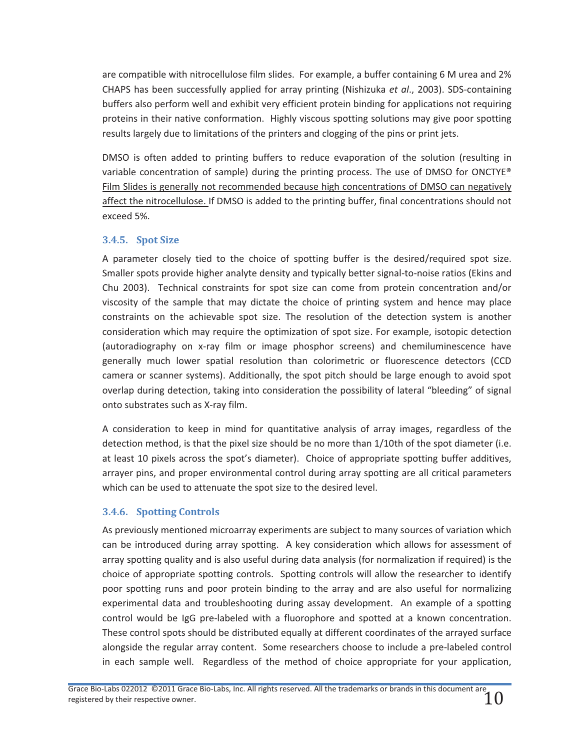are compatible with nitrocellulose film slides. For example, a buffer containing 6 M urea and 2% CHAPS has been successfully applied for array printing (Nishizuka *et al.*, 2003). SDS-containing buffers also perform well and exhibit very efficient protein binding for applications not requiring proteins in their native conformation. Highly viscous spotting solutions may give poor spotting results largely due to limitations of the printers and clogging of the pins or print jets.

DMSO is often added to printing buffers to reduce evaporation of the solution (resulting in variable concentration of sample) during the printing process. <u>The use of DMSO for ONCTYE® Film Slides is generally not recommended because high concentrations of DMSO can negatively affect the nitrocellulose.</u> If DMSO is added to the printing buffer, final concentrations should not exceed 5%.

### 3.4.5. Spot Size

A parameter closely tied to the choice of spotting buffer is the desired/required spot size. Smaller spots provide higher analyte density and typically better signal-to-noise ratios (Ekins and Chu 2003). Technical constraints for spot size can come from protein concentration and/or viscosity of the sample that may dictate the choice of printing system and hence may place constraints on the achievable spot size. The resolution of the detection system is another consideration which may require the optimization of spot size. For example, isotopic detection (autoradiography on x-ray film or image phosphor screens) and chemiluminescence have generally much lower spatial resolution than colorimetric or fluorescence detectors (CCD camera or scanner systems). Additionally, the spot pitch should be large enough to avoid spot overlap during detection, taking into consideration the possibility of lateral "bleeding" of signal onto substrates such as X-ray film.

A consideration to keep in mind for quantitative analysis of array images, regardless of the detection method, is that the pixel size should be no more than 1/10th of the spot diameter (i.e. at least 10 pixels across the spot's diameter). Choice of appropriate spotting buffer additives, arrayer pins, and proper environmental control during array spotting are all critical parameters which can be used to attenuate the spot size to the desired level.

### 3.4.6. Spotting Controls

As previously mentioned microarray experiments are subject to many sources of variation which can be introduced during array spotting. A key consideration which allows for assessment of array spotting quality and is also useful during data analysis (for normalization if required) is the choice of appropriate spotting controls. Spotting controls will allow the researcher to identify poor spotting runs and poor protein binding to the array and are also useful for normalizing experimental data and troubleshooting during assay development. An example of a spotting control would be IgG pre-labeled with a fluorophore and spotted at a known concentration. These control spots should be distributed equally at different coordinates of the arrayed surface alongside the regular array content. Some researchers choose to include a pre-labeled control in each sample well. Regardless of the method of choice appropriate for your application,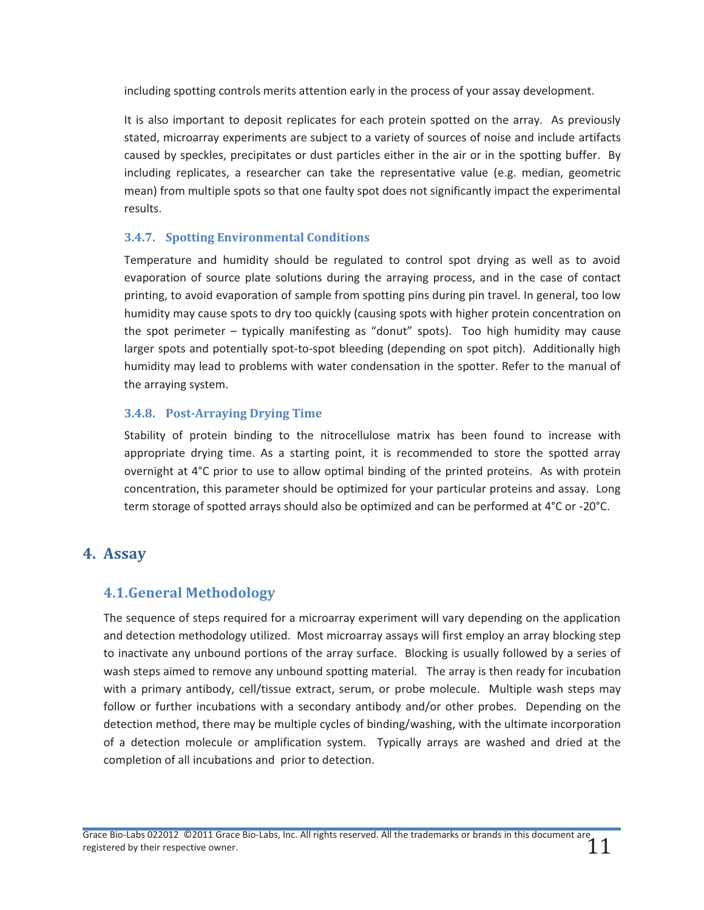including spotting controls merits attention early in the process of your assay development.

It is also important to deposit replicates for each protein spotted on the array. As previously stated, microarray experiments are subject to a variety of sources of noise and include artifacts caused by speckles, precipitates or dust particles either in the air or in the spotting buffer. By including replicates, a researcher can take the representative value (e.g. median, geometric mean) from multiple spots so that one faulty spot does not significantly impact the experimental results.

### 3.4.7. Spotting Environmental Conditions

Temperature and humidity should be regulated to control spot drying as well as to avoid evaporation of source plate solutions during the arraying process, and in the case of contact printing, to avoid evaporation of sample from spotting pins during pin travel. In general, too low humidity may cause spots to dry too quickly (causing spots with higher protein concentration on the spot perimeter – typically manifesting as "donut" spots). Too high humidity may cause larger spots and potentially spot-to-spot bleeding (depending on spot pitch). Additionally high humidity may lead to problems with water condensation in the spotter. Refer to the manual of the arraying system.

### 3.4.8. Post-Arraying Drying Time

Stability of protein binding to the nitrocellulose matrix has been found to increase with appropriate drying time. As a starting point, it is recommended to store the spotted array overnight at 4°C prior to use to allow optimal binding of the printed proteins. As with protein concentration, this parameter should be optimized for your particular proteins and assay. Long term storage of spotted arrays should also be optimized and can be performed at 4°C or -20°C.

# 4. Assay

## 4.1. General Methodology

The sequence of steps required for a microarray experiment will vary depending on the application and detection methodology utilized. Most microarray assays will first employ an array blocking step to inactivate any unbound portions of the array surface. Blocking is usually followed by a series of wash steps aimed to remove any unbound spotting material. The array is then ready for incubation with a primary antibody, cell/tissue extract, serum, or probe molecule. Multiple wash steps may follow or further incubations with a secondary antibody and/or other probes. Depending on the detection method, there may be multiple cycles of binding/washing, with the ultimate incorporation of a detection molecule or amplification system. Typically arrays are washed and dried at the completion of all incubations and prior to detection.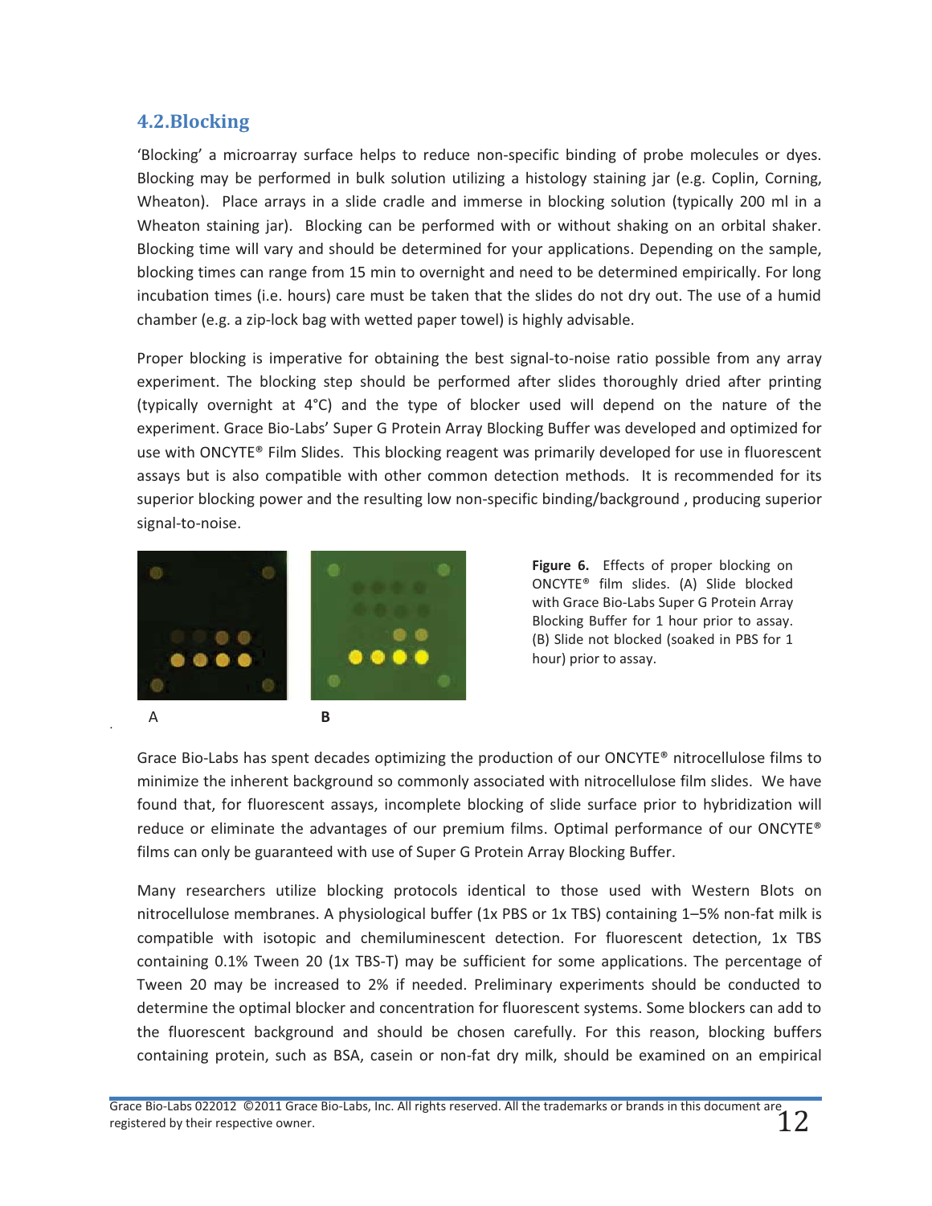## 4.2.Blocking

'Blocking' a microarray surface helps to reduce non-specific binding of probe molecules or dyes. Blocking may be performed in bulk solution utilizing a histology staining jar (e.g. Coplin, Corning, Wheaton). Place arrays in a slide cradle and immerse in blocking solution (typically 200 ml in a Wheaton staining jar). Blocking can be performed with or without shaking on an orbital shaker. Blocking time will vary and should be determined for your applications. Depending on the sample, blocking times can range from 15 min to overnight and need to be determined empirically. For long incubation times (i.e. hours) care must be taken that the slides do not dry out. The use of a humid chamber (e.g. a zip-lock bag with wetted paper towel) is highly advisable.

Proper blocking is imperative for obtaining the best signal-to-noise ratio possible from any array experiment. The blocking step should be performed after slides thoroughly dried after printing (typically overnight at 4°C) and the type of blocker used will depend on the nature of the experiment. Grace Bio-Labs' Super G Protein Array Blocking Buffer was developed and optimized for use with ONCYTE® Film Slides. This blocking reagent was primarily developed for use in fluorescent assays but is also compatible with other common detection methods. It is recommended for its superior blocking power and the resulting low non-specific binding/background , producing superior signal-to-noise.

A B

**Figure 6.** Effects of proper blocking on ONCYTE® film slides. (A) Slide blocked with Grace Bio-Labs Super G Protein Array Blocking Buffer for 1 hour prior to assay. (B) Slide not blocked (soaked in PBS for 1 hour) prior to assay.

Grace Bio-Labs has spent decades optimizing the production of our ONCYTE® nitrocellulose films to minimize the inherent background so commonly associated with nitrocellulose film slides. We have found that, for fluorescent assays, incomplete blocking of slide surface prior to hybridization will reduce or eliminate the advantages of our premium films. Optimal performance of our ONCYTE® films can only be guaranteed with use of Super G Protein Array Blocking Buffer.

Many researchers utilize blocking protocols identical to those used with Western Blots on nitrocellulose membranes. A physiological buffer (1x PBS or 1x TBS) containing 1–5% non-fat milk is compatible with isotopic and chemiluminescent detection. For fluorescent detection, 1x TBS containing 0.1% Tween 20 (1x TBS-T) may be sufficient for some applications. The percentage of Tween 20 may be increased to 2% if needed. Preliminary experiments should be conducted to determine the optimal blocker and concentration for fluorescent systems. Some blockers can add to the fluorescent background and should be chosen carefully. For this reason, blocking buffers containing protein, such as BSA, casein or non-fat dry milk, should be examined on an empirical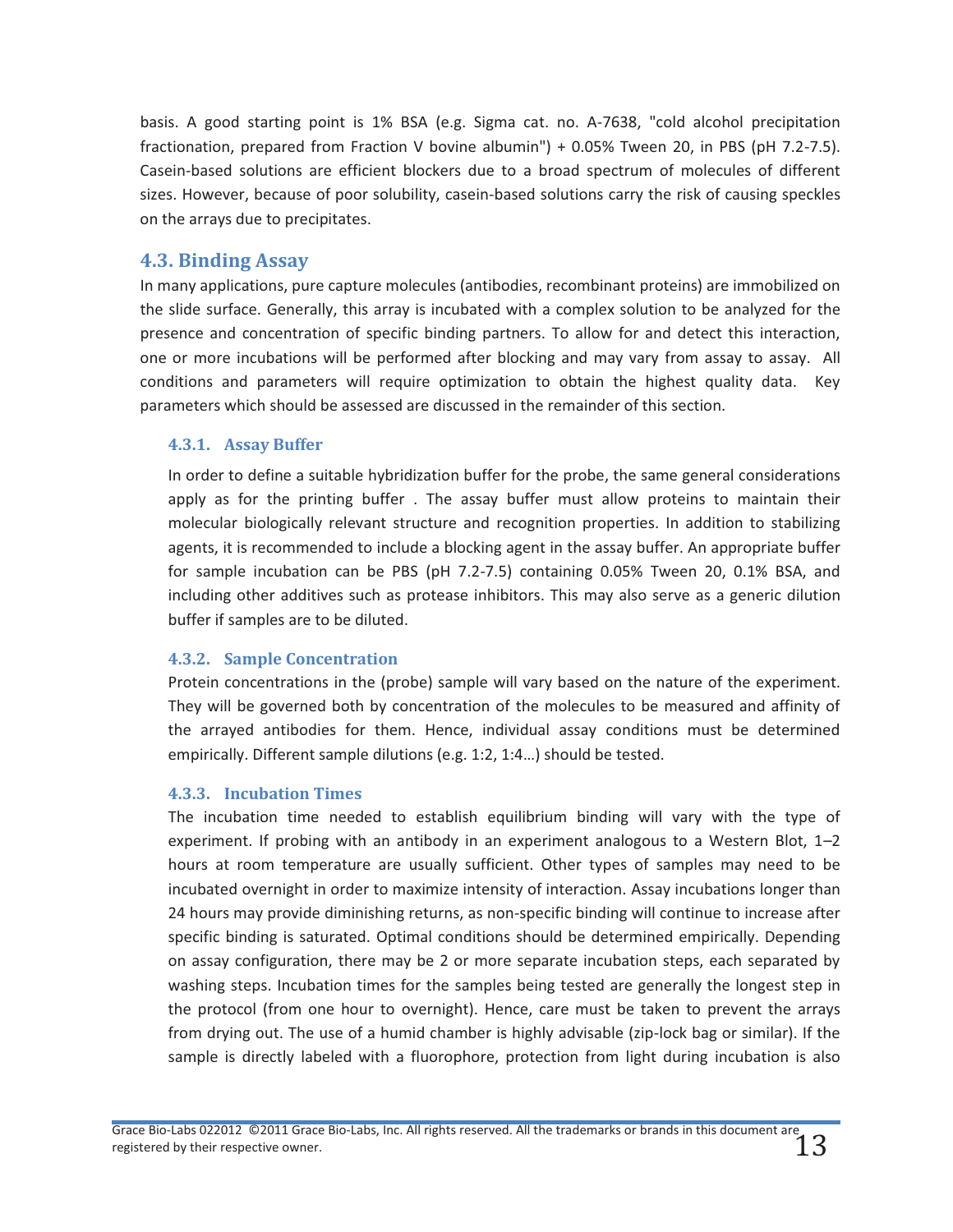basis. A good starting point is 1% BSA (e.g. Sigma cat. no. A-7638, "cold alcohol precipitation fractionation, prepared from Fraction V bovine albumin") + 0.05% Tween 20, in PBS (pH 7.2-7.5). Casein-based solutions are efficient blockers due to a broad spectrum of molecules of different sizes. However, because of poor solubility, casein-based solutions carry the risk of causing speckles on the arrays due to precipitates.

## 4.3. Binding Assay

In many applications, pure capture molecules (antibodies, recombinant proteins) are immobilized on the slide surface. Generally, this array is incubated with a complex solution to be analyzed for the presence and concentration of specific binding partners. To allow for and detect this interaction, one or more incubations will be performed after blocking and may vary from assay to assay. All conditions and parameters will require optimization to obtain the highest quality data. Key parameters which should be assessed are discussed in the remainder of this section.

### 4.3.1. Assay Buffer

In order to define a suitable hybridization buffer for the probe, the same general considerations apply as for the printing buffer . The assay buffer must allow proteins to maintain their molecular biologically relevant structure and recognition properties. In addition to stabilizing agents, it is recommended to include a blocking agent in the assay buffer. An appropriate buffer for sample incubation can be PBS (pH 7.2-7.5) containing 0.05% Tween 20, 0.1% BSA, and including other additives such as protease inhibitors. This may also serve as a generic dilution buffer if samples are to be diluted.

### 4.3.2. Sample Concentration

Protein concentrations in the (probe) sample will vary based on the nature of the experiment. They will be governed both by concentration of the molecules to be measured and affinity of the arrayed antibodies for them. Hence, individual assay conditions must be determined empirically. Different sample dilutions (e.g. 1:2, 1:4…) should be tested.

### 4.3.3. Incubation Times

The incubation time needed to establish equilibrium binding will vary with the type of experiment. If probing with an antibody in an experiment analogous to a Western Blot, 1–2 hours at room temperature are usually sufficient. Other types of samples may need to be incubated overnight in order to maximize intensity of interaction. Assay incubations longer than 24 hours may provide diminishing returns, as non-specific binding will continue to increase after specific binding is saturated. Optimal conditions should be determined empirically. Depending on assay configuration, there may be 2 or more separate incubation steps, each separated by washing steps. Incubation times for the samples being tested are generally the longest step in the protocol (from one hour to overnight). Hence, care must be taken to prevent the arrays from drying out. The use of a humid chamber is highly advisable (zip-lock bag or similar). If the sample is directly labeled with a fluorophore, protection from light during incubation is also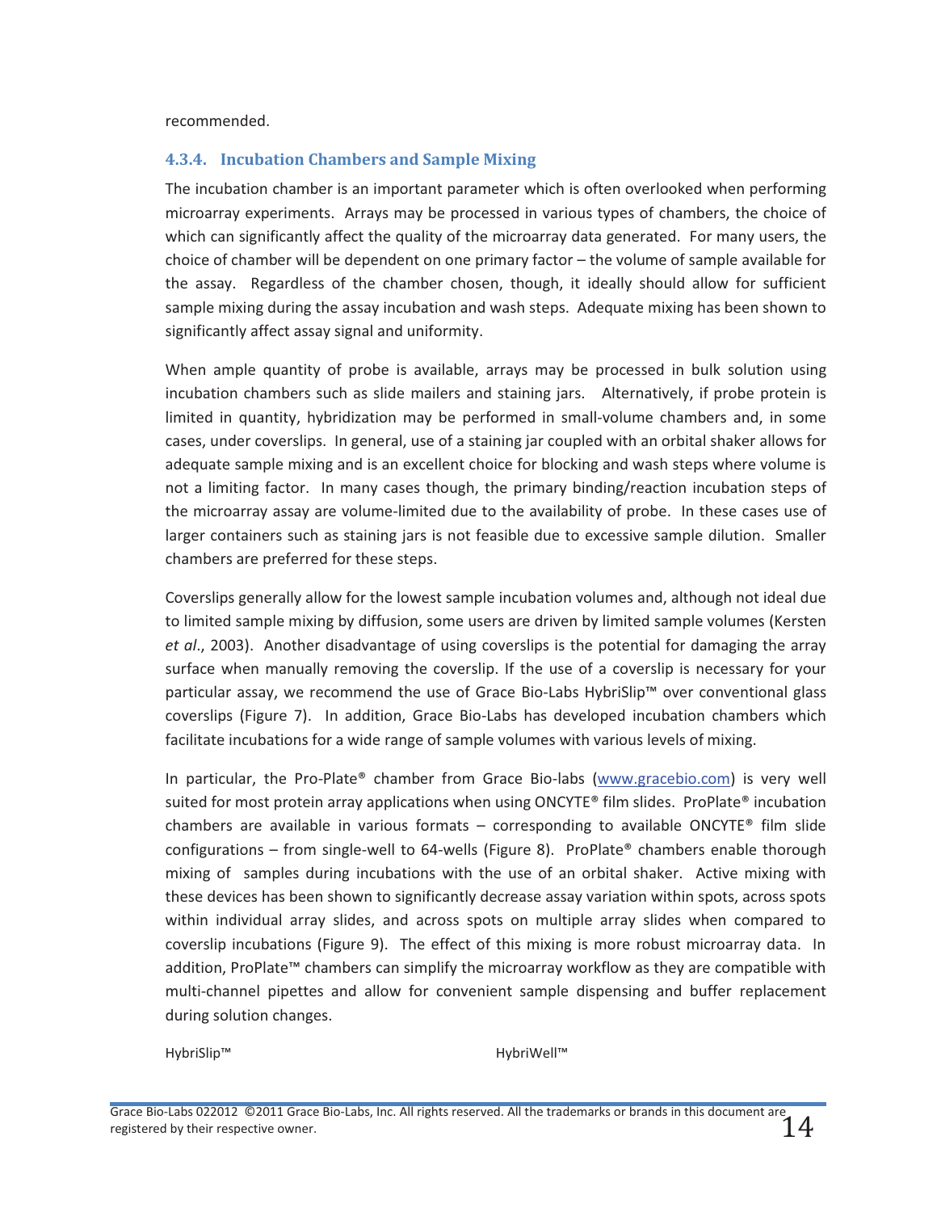recommended.

### 4.3.4. Incubation Chambers and Sample Mixing

The incubation chamber is an important parameter which is often overlooked when performing microarray experiments. Arrays may be processed in various types of chambers, the choice of which can significantly affect the quality of the microarray data generated. For many users, the choice of chamber will be dependent on one primary factor – the volume of sample available for the assay. Regardless of the chamber chosen, though, it ideally should allow for sufficient sample mixing during the assay incubation and wash steps. Adequate mixing has been shown to significantly affect assay signal and uniformity.

When ample quantity of probe is available, arrays may be processed in bulk solution using incubation chambers such as slide mailers and staining jars. Alternatively, if probe protein is limited in quantity, hybridization may be performed in small-volume chambers and, in some cases, under coverslips. In general, use of a staining jar coupled with an orbital shaker allows for adequate sample mixing and is an excellent choice for blocking and wash steps where volume is not a limiting factor. In many cases though, the primary binding/reaction incubation steps of the microarray assay are volume-limited due to the availability of probe. In these cases use of larger containers such as staining jars is not feasible due to excessive sample dilution. Smaller chambers are preferred for these steps.

Coverslips generally allow for the lowest sample incubation volumes and, although not ideal due to limited sample mixing by diffusion, some users are driven by limited sample volumes (Kersten *et al*., 2003). Another disadvantage of using coverslips is the potential for damaging the array surface when manually removing the coverslip. If the use of a coverslip is necessary for your particular assay, we recommend the use of Grace Bio-Labs HybriSlip™ over conventional glass coverslips (Figure 7). In addition, Grace Bio-Labs has developed incubation chambers which facilitate incubations for a wide range of sample volumes with various levels of mixing.

In particular, the Pro-Plate® chamber from Grace Bio-labs (www.gracebio.com) is very well suited for most protein array applications when using ONCYTE® film slides. ProPlate® incubation chambers are available in various formats – corresponding to available ONCYTE® film slide configurations – from single-well to 64-wells (Figure 8). ProPlate® chambers enable thorough mixing of samples during incubations with the use of an orbital shaker. Active mixing with these devices has been shown to significantly decrease assay variation within spots, across spots within individual array slides, and across spots on multiple array slides when compared to coverslip incubations (Figure 9). The effect of this mixing is more robust microarray data. In addition, ProPlate™ chambers can simplify the microarray workflow as they are compatible with multi-channel pipettes and allow for convenient sample dispensing and buffer replacement during solution changes.

HybriSlip™ HybriWell™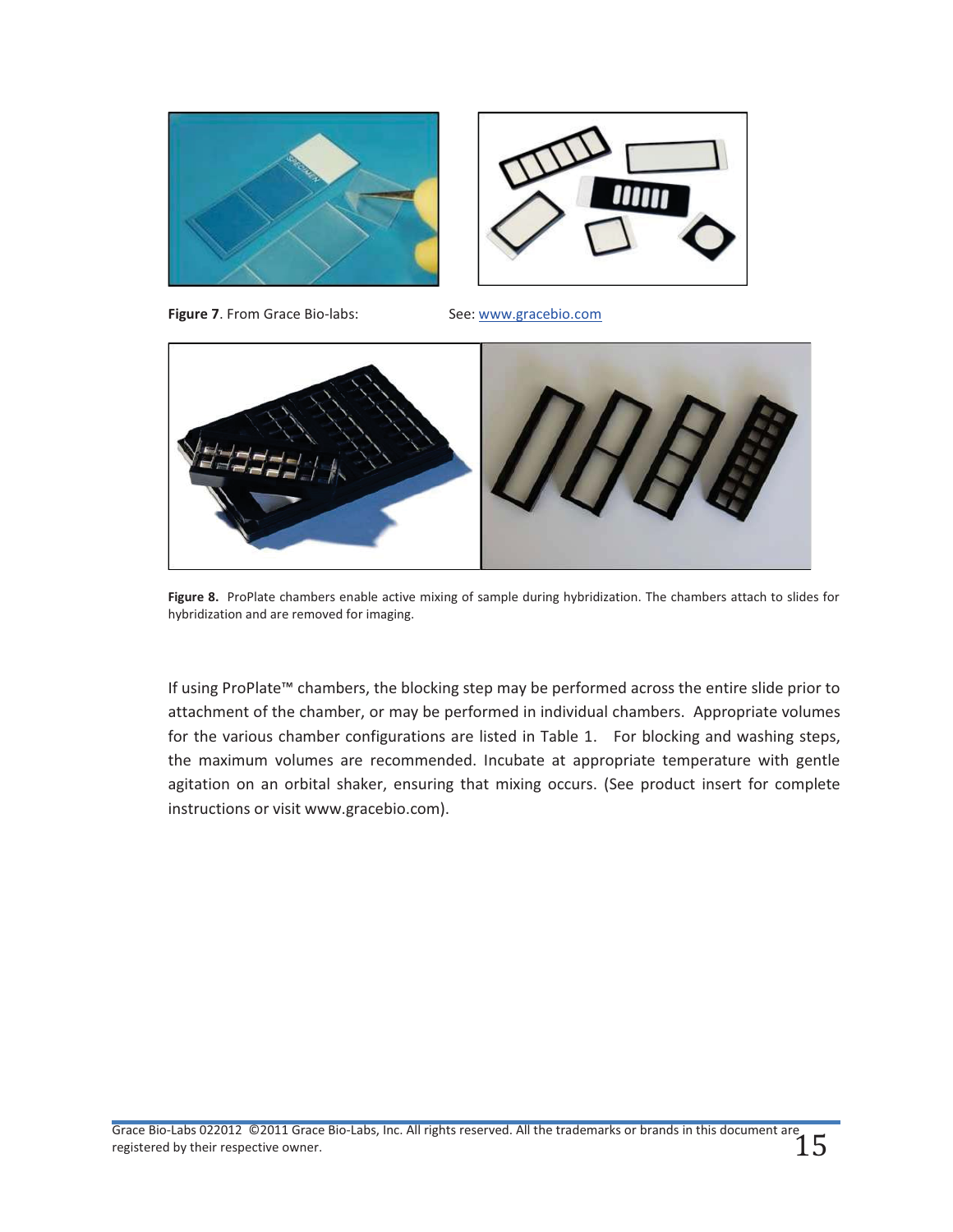**Figure 7**. From Grace Bio-labs: See: www.gracebio.com

**Figure 8.** ProPlate chambers enable active mixing of sample during hybridization. The chambers attach to slides for hybridization and are removed for imaging.

If using ProPlate™ chambers, the blocking step may be performed across the entire slide prior to attachment of the chamber, or may be performed in individual chambers. Appropriate volumes for the various chamber configurations are listed in Table 1. For blocking and washing steps, the maximum volumes are recommended. Incubate at appropriate temperature with gentle agitation on an orbital shaker, ensuring that mixing occurs. (See product insert for complete instructions or visit www.gracebio.com).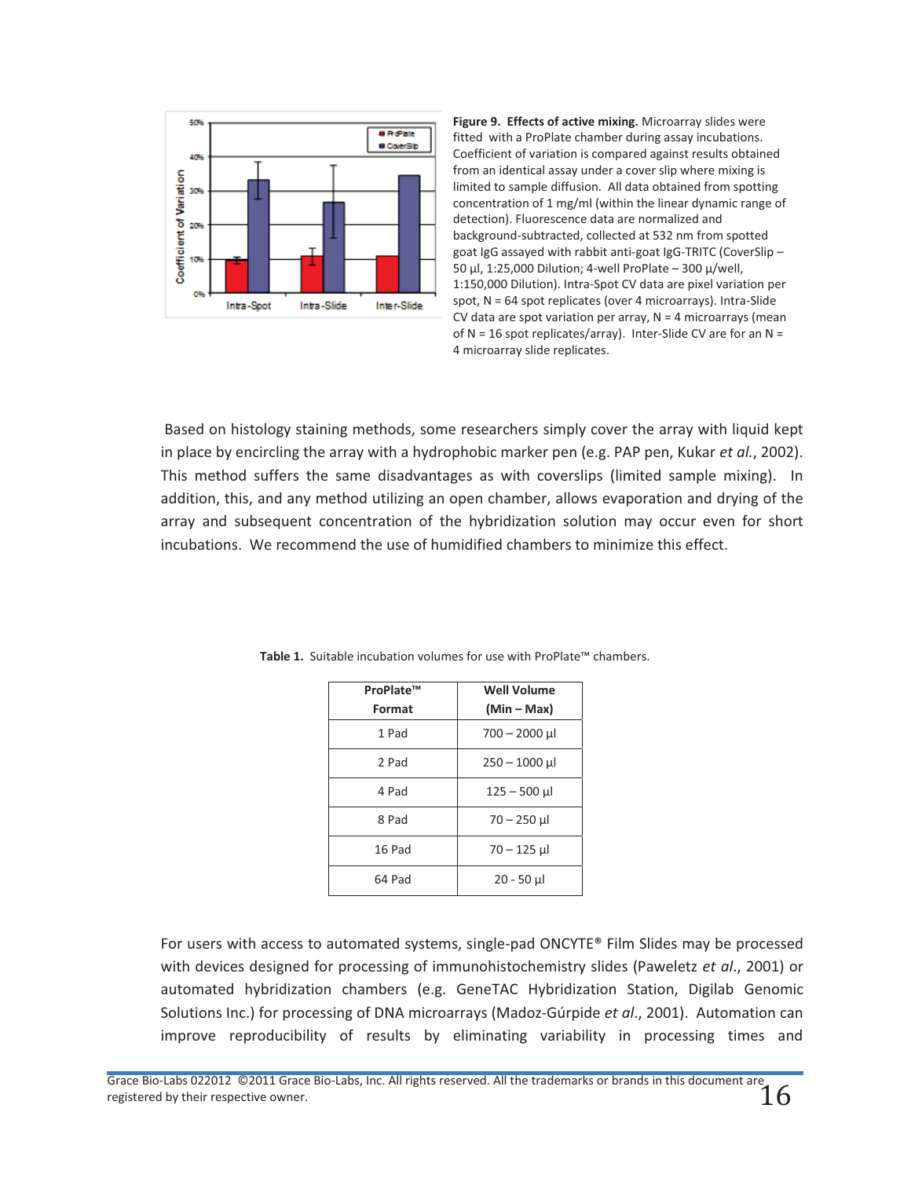**Figure 9. Effects of active mixing.** Microarray slides were fitted with a ProPlate chamber during assay incubations. Coefficient of variation is compared against results obtained from an identical assay under a cover slip where mixing is limited to sample diffusion. All data obtained from spotting concentration of 1 mg/ml (within the linear dynamic range of detection). Fluorescence data are normalized and background-subtracted, collected at 532 nm from spotted goat IgG assayed with rabbit anti-goat IgG-TRITC (CoverSlip – 50 µl, 1:25,000 Dilution; 4-well ProPlate – 300 µ/well, 1:150,000 Dilution). Intra-Spot CV data are pixel variation per spot, N = 64 spot replicates (over 4 microarrays). Intra-Slide CV data are spot variation per array, N = 4 microarrays (mean of N = 16 spot replicates/array). Inter-Slide CV are for an N = 4 microarray slide replicates.

Based on histology staining methods, some researchers simply cover the array with liquid kept in place by encircling the array with a hydrophobic marker pen (e.g. PAP pen, Kukar *et al.*, 2002). This method suffers the same disadvantages as with coverslips (limited sample mixing). In addition, this, and any method utilizing an open chamber, allows evaporation and drying of the array and subsequent concentration of the hybridization solution may occur even for short incubations. We recommend the use of humidified chambers to minimize this effect.

**Table 1.** Suitable incubation volumes for use with ProPlate™ chambers.

| ProPlate™ Format | Well Volume (Min – Max) |
|---|---|
| 1 Pad | 700 – 2000 µl |
| 2 Pad | 250 – 1000 µl |
| 4 Pad | 125 – 500 µl |
| 8 Pad | 70 – 250 µl |
| 16 Pad | 70 – 125 µl |
| 64 Pad | 20 - 50 µl |

For users with access to automated systems, single-pad ONCYTE® Film Slides may be processed with devices designed for processing of immunohistochemistry slides (Paweletz *et al.*, 2001) or automated hybridization chambers (e.g. GeneTAC Hybridization Station, Digilab Genomic Solutions Inc.) for processing of DNA microarrays (Madoz-Gúrpide *et al*., 2001). Automation can improve reproducibility of results by eliminating variability in processing times and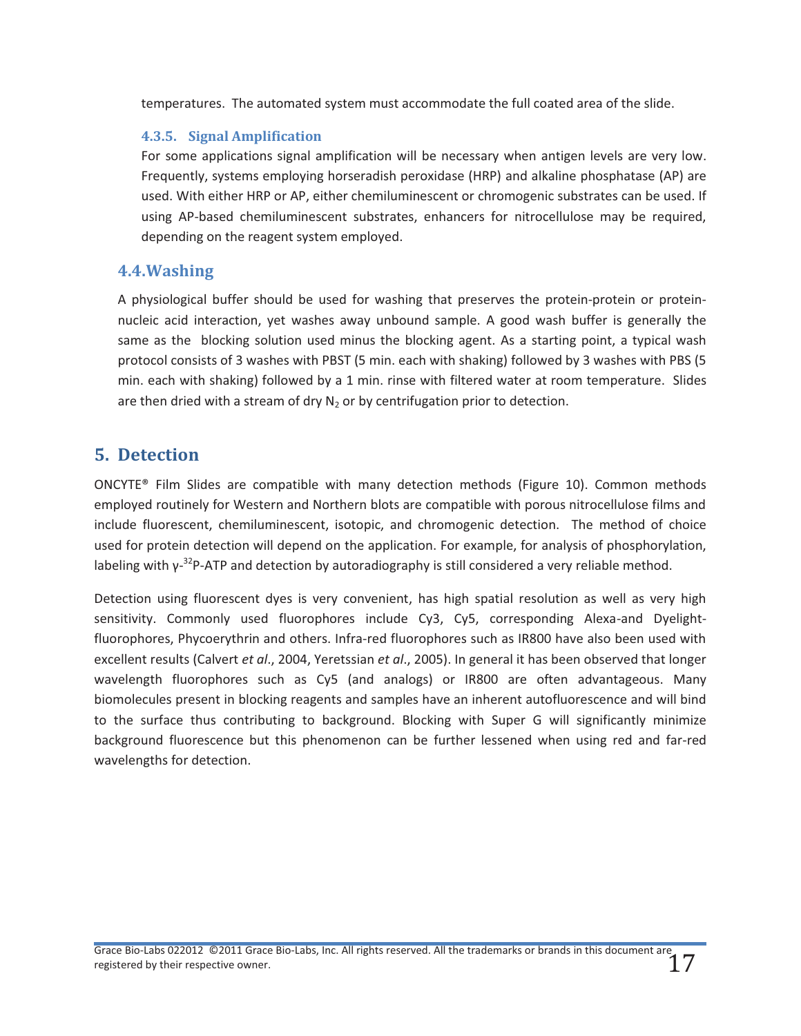temperatures. The automated system must accommodate the full coated area of the slide.

#### 4.3.5. Signal Amplification

For some applications signal amplification will be necessary when antigen levels are very low. Frequently, systems employing horseradish peroxidase (HRP) and alkaline phosphatase (AP) are used. With either HRP or AP, either chemiluminescent or chromogenic substrates can be used. If using AP-based chemiluminescent substrates, enhancers for nitrocellulose may be required, depending on the reagent system employed.

### 4.4. Washing

A physiological buffer should be used for washing that preserves the protein-protein or protein-nucleic acid interaction, yet washes away unbound sample. A good wash buffer is generally the same as the blocking solution used minus the blocking agent. As a starting point, a typical wash protocol consists of 3 washes with PBST (5 min. each with shaking) followed by 3 washes with PBS (5 min. each with shaking) followed by a 1 min. rinse with filtered water at room temperature. Slides are then dried with a stream of dry $N_2$ or by centrifugation prior to detection.

## 5. Detection

ONCYTE® Film Slides are compatible with many detection methods (Figure 10). Common methods employed routinely for Western and Northern blots are compatible with porous nitrocellulose films and include fluorescent, chemiluminescent, isotopic, and chromogenic detection. The method of choice used for protein detection will depend on the application. For example, for analysis of phosphorylation, labeling with $\gamma$-$^{32}$P-ATP and detection by autoradiography is still considered a very reliable method.

Detection using fluorescent dyes is very convenient, has high spatial resolution as well as very high sensitivity. Commonly used fluorophores include Cy3, Cy5, corresponding Alexa-and Dyelight-fluorophores, Phycoerythrin and others. Infra-red fluorophores such as IR800 have also been used with excellent results (Calvert *et al*., 2004, Yeretssian *et al*., 2005). In general it has been observed that longer wavelength fluorophores such as Cy5 (and analogs) or IR800 are often advantageous. Many biomolecules present in blocking reagents and samples have an inherent autofluorescence and will bind to the surface thus contributing to background. Blocking with Super G will significantly minimize background fluorescence but this phenomenon can be further lessened when using red and far-red wavelengths for detection.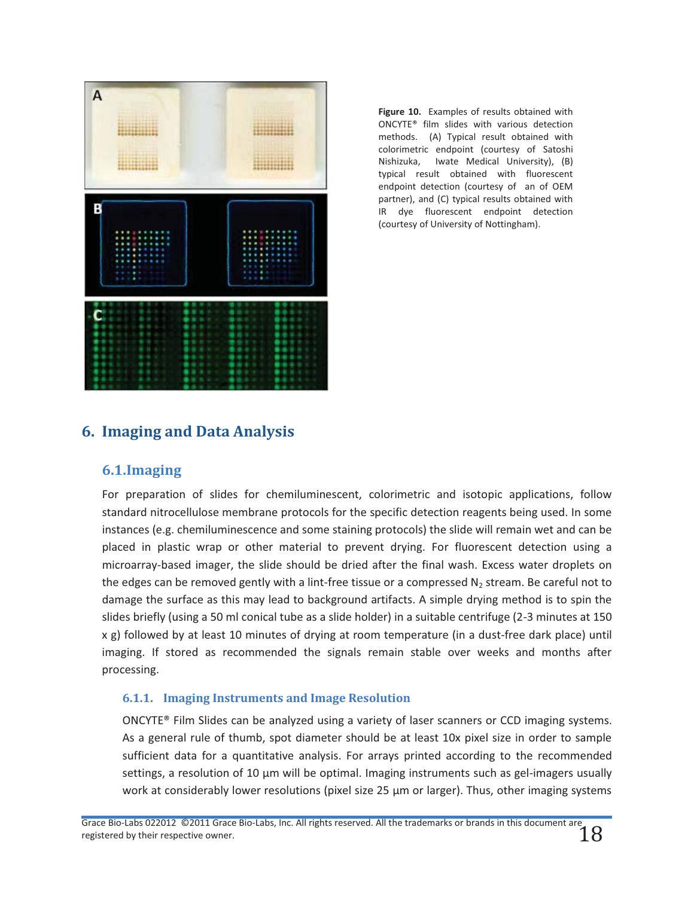**Figure 10.** Examples of results obtained with ONCYTE® film slides with various detection methods. (A) Typical result obtained with colorimetric endpoint (courtesy of Satoshi Nishizuka, Iwate Medical University), (B) typical result obtained with fluorescent endpoint detection (courtesy of an of OEM partner), and (C) typical results obtained with IR dye fluorescent endpoint detection (courtesy of University of Nottingham).

# 6. Imaging and Data Analysis

## 6.1. Imaging

For preparation of slides for chemiluminescent, colorimetric and isotopic applications, follow standard nitrocellulose membrane protocols for the specific detection reagents being used. In some instances (e.g. chemiluminescence and some staining protocols) the slide will remain wet and can be placed in plastic wrap or other material to prevent drying. For fluorescent detection using a microarray-based imager, the slide should be dried after the final wash. Excess water droplets on the edges can be removed gently with a lint-free tissue or a compressed $N_2$ stream. Be careful not to damage the surface as this may lead to background artifacts. A simple drying method is to spin the slides briefly (using a 50 ml conical tube as a slide holder) in a suitable centrifuge (2-3 minutes at 150 x g) followed by at least 10 minutes of drying at room temperature (in a dust-free dark place) until imaging. If stored as recommended the signals remain stable over weeks and months after processing.

### 6.1.1. Imaging Instruments and Image Resolution

ONCYTE® Film Slides can be analyzed using a variety of laser scanners or CCD imaging systems. As a general rule of thumb, spot diameter should be at least 10x pixel size in order to sample sufficient data for a quantitative analysis. For arrays printed according to the recommended settings, a resolution of 10 µm will be optimal. Imaging instruments such as gel-imagers usually work at considerably lower resolutions (pixel size 25 µm or larger). Thus, other imaging systems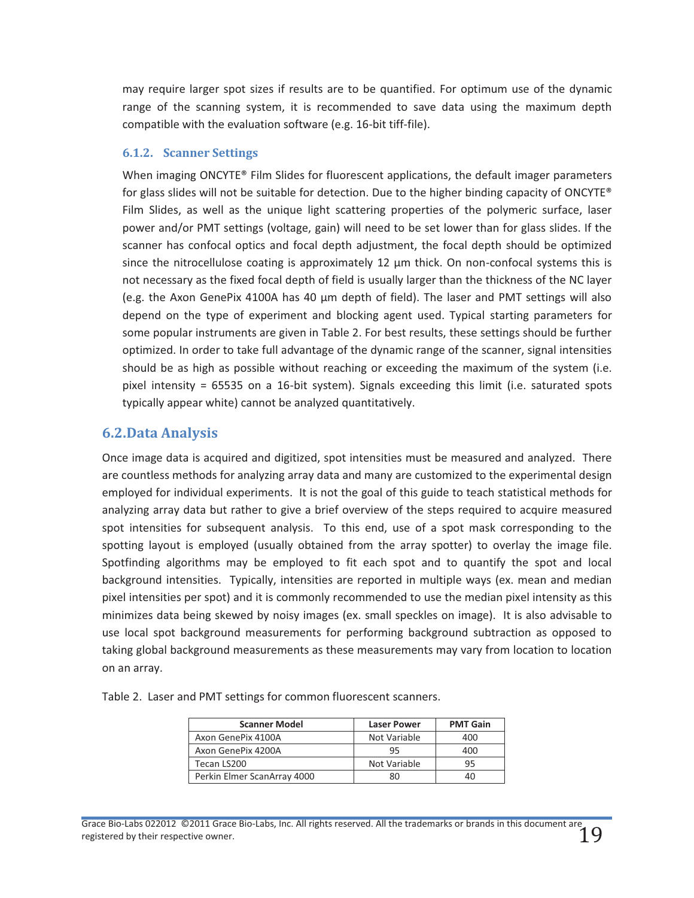may require larger spot sizes if results are to be quantified. For optimum use of the dynamic range of the scanning system, it is recommended to save data using the maximum depth compatible with the evaluation software (e.g. 16-bit tiff-file).

### 6.1.2. Scanner Settings

When imaging ONCYTE® Film Slides for fluorescent applications, the default imager parameters for glass slides will not be suitable for detection. Due to the higher binding capacity of ONCYTE® Film Slides, as well as the unique light scattering properties of the polymeric surface, laser power and/or PMT settings (voltage, gain) will need to be set lower than for glass slides. If the scanner has confocal optics and focal depth adjustment, the focal depth should be optimized since the nitrocellulose coating is approximately 12 µm thick. On non-confocal systems this is not necessary as the fixed focal depth of field is usually larger than the thickness of the NC layer (e.g. the Axon GenePix 4100A has 40 µm depth of field). The laser and PMT settings will also depend on the type of experiment and blocking agent used. Typical starting parameters for some popular instruments are given in Table 2. For best results, these settings should be further optimized. In order to take full advantage of the dynamic range of the scanner, signal intensities should be as high as possible without reaching or exceeding the maximum of the system (i.e. pixel intensity = 65535 on a 16-bit system). Signals exceeding this limit (i.e. saturated spots typically appear white) cannot be analyzed quantitatively.

## 6.2. Data Analysis

Once image data is acquired and digitized, spot intensities must be measured and analyzed. There are countless methods for analyzing array data and many are customized to the experimental design employed for individual experiments. It is not the goal of this guide to teach statistical methods for analyzing array data but rather to give a brief overview of the steps required to acquire measured spot intensities for subsequent analysis. To this end, use of a spot mask corresponding to the spotting layout is employed (usually obtained from the array spotter) to overlay the image file. Spotfinding algorithms may be employed to fit each spot and to quantify the spot and local background intensities. Typically, intensities are reported in multiple ways (ex. mean and median pixel intensities per spot) and it is commonly recommended to use the median pixel intensity as this minimizes data being skewed by noisy images (ex. small speckles on image). It is also advisable to use local spot background measurements for performing background subtraction as opposed to taking global background measurements as these measurements may vary from location to location on an array.

Table 2. Laser and PMT settings for common fluorescent scanners.

| Scanner Model | Laser Power | PMT Gain |
|---|---|---|
| Axon GenePix 4100A | Not Variable | 400 |
| Axon GenePix 4200A | 95 | 400 |
| Tecan LS200 | Not Variable | 95 |
| Perkin Elmer ScanArray 4000 | 80 | 40 |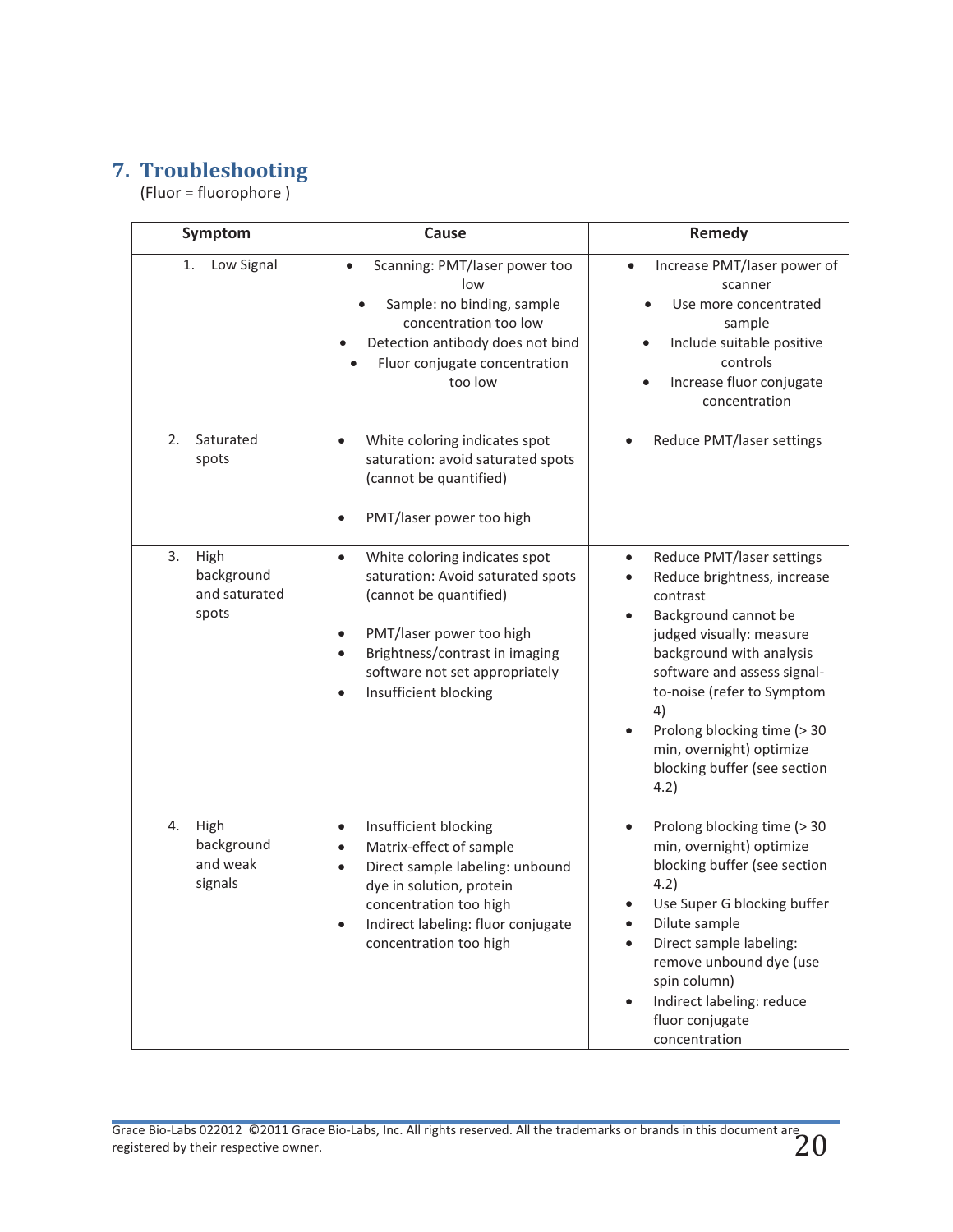## 7. Troubleshooting

(Fluor = fluorophore )

| Symptom | Cause | Remedy |
|---|---|---|
| 1. Low Signal | • Scanning: PMT/laser power too low<br>• Sample: no binding, sample concentration too low<br>• Detection antibody does not bind<br>• Fluor conjugate concentration too low | • Increase PMT/laser power of scanner<br>• Use more concentrated sample<br>• Include suitable positive controls<br>• Increase fluor conjugate concentration |
| 2. Saturated spots | • White coloring indicates spot saturation: avoid saturated spots (cannot be quantified)<br>• PMT/laser power too high | • Reduce PMT/laser settings |
| 3. High background and saturated spots | • White coloring indicates spot saturation: Avoid saturated spots (cannot be quantified)<br>• PMT/laser power too high<br>• Brightness/contrast in imaging software not set appropriately<br>• Insufficient blocking | • Reduce PMT/laser settings<br>• Reduce brightness, increase contrast<br>• Background cannot be judged visually: measure background with analysis software and assess signal-to-noise (refer to Symptom 4)<br>• Prolong blocking time (> 30 min, overnight) optimize blocking buffer (see section 4.2) |
| 4. High background and weak signals | • Insufficient blocking<br>• Matrix-effect of sample<br>• Direct sample labeling: unbound dye in solution, protein concentration too high<br>• Indirect labeling: fluor conjugate concentration too high | • Prolong blocking time (> 30 min, overnight) optimize blocking buffer (see section 4.2)<br>• Use Super G blocking buffer<br>• Dilute sample<br>• Direct sample labeling: remove unbound dye (use spin column)<br>• Indirect labeling: reduce fluor conjugate concentration |

Grace Bio-Labs 022012 ©2011 Grace Bio-Labs, Inc. All rights reserved. All the trademarks or brands in this document are registered by their respective owner.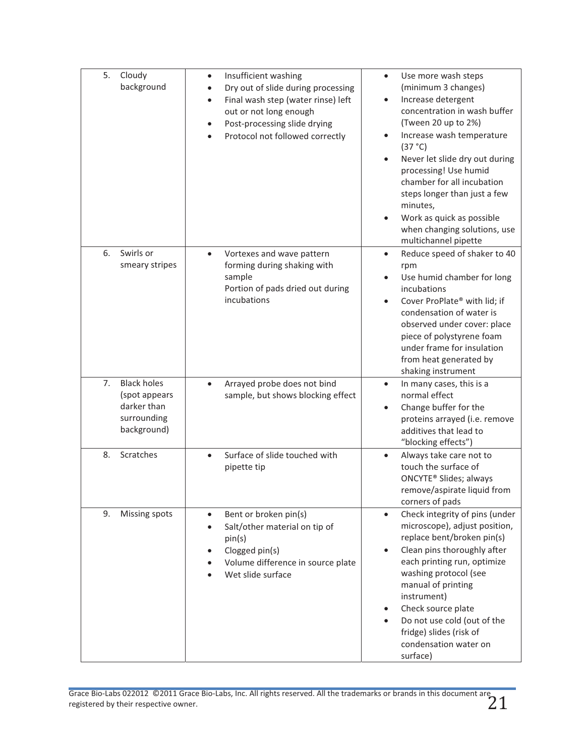| | | |
|---|---|---|
| 5. Cloudy background | • Insufficient washing<br>• Dry out of slide during processing<br>• Final wash step (water rinse) left out or not long enough<br>• Post-processing slide drying<br>• Protocol not followed correctly | • Use more wash steps (minimum 3 changes)<br>• Increase detergent concentration in wash buffer (Tween 20 up to 2%)<br>• Increase wash temperature (37 °C)<br>• Never let slide dry out during processing! Use humid chamber for all incubation steps longer than just a few minutes,<br>• Work as quick as possible when changing solutions, use multichannel pipette |
| 6. Swirls or smeary stripes | • Vortexes and wave pattern forming during shaking with sample<br>Portion of pads dried out during incubations | • Reduce speed of shaker to 40 rpm<br>• Use humid chamber for long incubations<br>• Cover ProPlate® with lid; if condensation of water is observed under cover: place piece of polystyrene foam under frame for insulation from heat generated by shaking instrument |
| 7. Black holes (spot appears darker than surrounding background) | • Arrayed probe does not bind sample, but shows blocking effect | • In many cases, this is a normal effect<br>• Change buffer for the proteins arrayed (i.e. remove additives that lead to "blocking effects") |
| 8. Scratches | • Surface of slide touched with pipette tip | • Always take care not to touch the surface of ONCYTE® Slides; always remove/aspirate liquid from corners of pads |
| 9. Missing spots | • Bent or broken pin(s)<br>• Salt/other material on tip of pin(s)<br>• Clogged pin(s)<br>• Volume difference in source plate<br>• Wet slide surface | • Check integrity of pins (under microscope), adjust position, replace bent/broken pin(s)<br>• Clean pins thoroughly after each printing run, optimize washing protocol (see manual of printing instrument)<br>• Check source plate<br>• Do not use cold (out of the fridge) slides (risk of condensation water on surface) |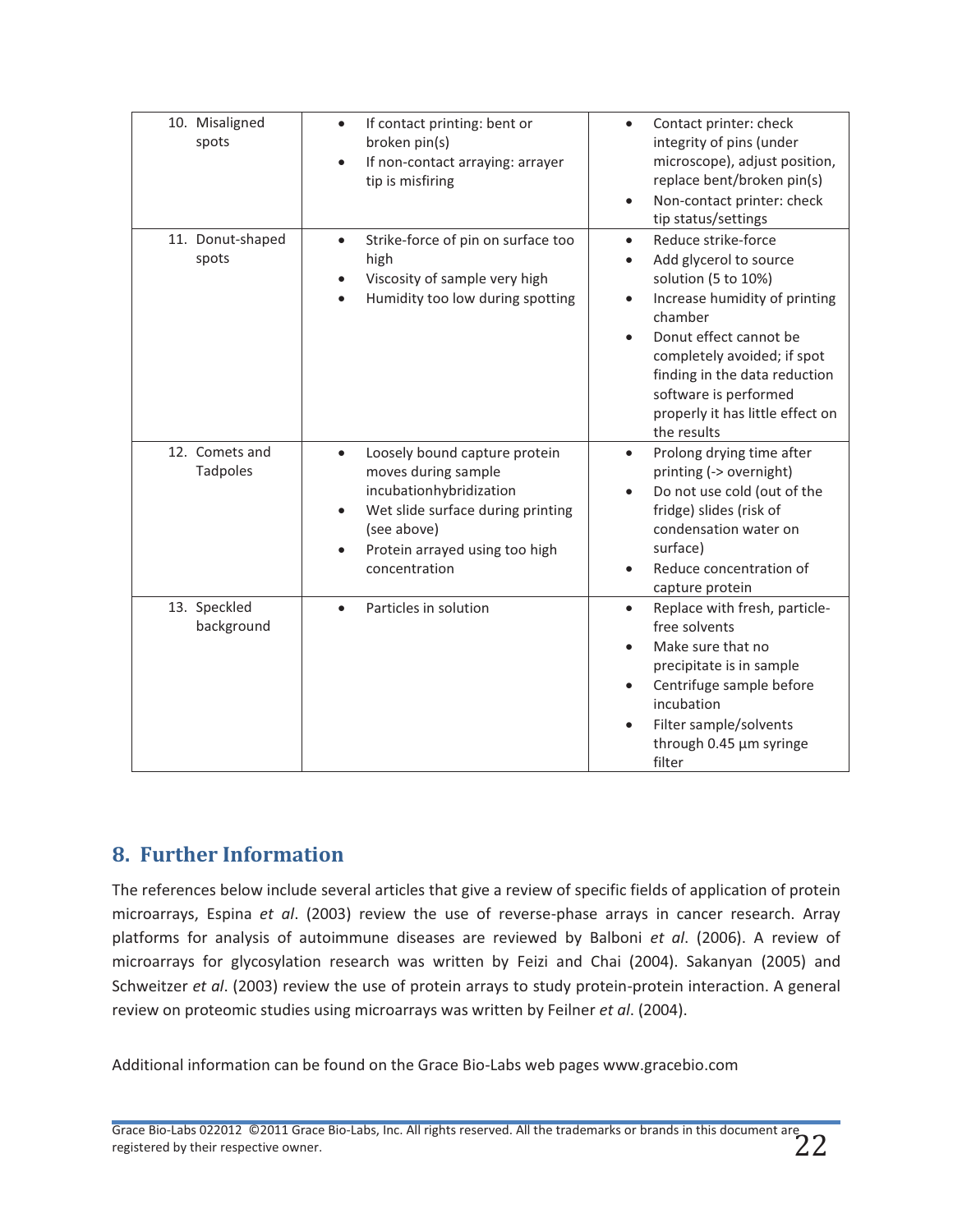| | | |
|---|---|---|
| 10. Misaligned spots | • If contact printing: bent or broken pin(s)<br>• If non-contact arraying: arrayer tip is misfiring | • Contact printer: check integrity of pins (under microscope), adjust position, replace bent/broken pin(s)<br>• Non-contact printer: check tip status/settings |
| 11. Donut-shaped spots | • Strike-force of pin on surface too high<br>• Viscosity of sample very high<br>• Humidity too low during spotting | • Reduce strike-force<br>• Add glycerol to source solution (5 to 10%)<br>• Increase humidity of printing chamber<br>• Donut effect cannot be completely avoided; if spot finding in the data reduction software is performed properly it has little effect on the results |
| 12. Comets and Tadpoles | • Loosely bound capture protein moves during sample incubationhybridization<br>• Wet slide surface during printing (see above)<br>• Protein arrayed using too high concentration | • Prolong drying time after printing (-> overnight)<br>• Do not use cold (out of the fridge) slides (risk of condensation water on surface)<br>• Reduce concentration of capture protein |
| 13. Speckled background | • Particles in solution | • Replace with fresh, particle-free solvents<br>• Make sure that no precipitate is in sample<br>• Centrifuge sample before incubation<br>• Filter sample/solvents through 0.45 µm syringe filter |

## 8. Further Information

The references below include several articles that give a review of specific fields of application of protein microarrays, Espina *et al*. (2003) review the use of reverse-phase arrays in cancer research. Array platforms for analysis of autoimmune diseases are reviewed by Balboni *et al*. (2006). A review of microarrays for glycosylation research was written by Feizi and Chai (2004). Sakanyan (2005) and Schweitzer *et al*. (2003) review the use of protein arrays to study protein-protein interaction. A general review on proteomic studies using microarrays was written by Feilner *et al*. (2004).

Additional information can be found on the Grace Bio-Labs web pages www.gracebio.com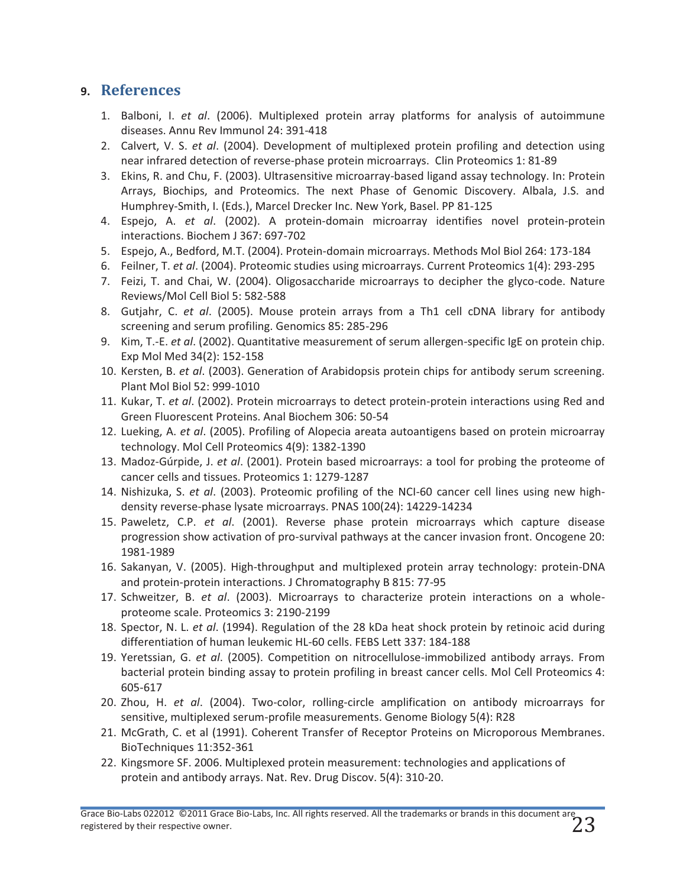## 9. References

1. Balboni, I. *et al*. (2006). Multiplexed protein array platforms for analysis of autoimmune diseases. Annu Rev Immunol 24: 391-418
2. Calvert, V. S. *et al*. (2004). Development of multiplexed protein profiling and detection using near infrared detection of reverse-phase protein microarrays. Clin Proteomics 1: 81-89
3. Ekins, R. and Chu, F. (2003). Ultrasensitive microarray-based ligand assay technology. In: Protein Arrays, Biochips, and Proteomics. The next Phase of Genomic Discovery. Albala, J.S. and Humphrey-Smith, I. (Eds.), Marcel Drecker Inc. New York, Basel. PP 81-125
4. Espejo, A. *et al*. (2002). A protein-domain microarray identifies novel protein-protein interactions. Biochem J 367: 697-702
5. Espejo, A., Bedford, M.T. (2004). Protein-domain microarrays. Methods Mol Biol 264: 173-184
6. Feilner, T. *et al*. (2004). Proteomic studies using microarrays. Current Proteomics 1(4): 293-295
7. Feizi, T. and Chai, W. (2004). Oligosaccharide microarrays to decipher the glyco-code. Nature Reviews/Mol Cell Biol 5: 582-588
8. Gutjahr, C. *et al*. (2005). Mouse protein arrays from a Th1 cell cDNA library for antibody screening and serum profiling. Genomics 85: 285-296
9. Kim, T.-E. *et al*. (2002). Quantitative measurement of serum allergen-specific IgE on protein chip. Exp Mol Med 34(2): 152-158
10. Kersten, B. *et al*. (2003). Generation of Arabidopsis protein chips for antibody serum screening. Plant Mol Biol 52: 999-1010
11. Kukar, T. *et al*. (2002). Protein microarrays to detect protein-protein interactions using Red and Green Fluorescent Proteins. Anal Biochem 306: 50-54
12. Lueking, A. *et al*. (2005). Profiling of Alopecia areata autoantigens based on protein microarray technology. Mol Cell Proteomics 4(9): 1382-1390
13. Madoz-Gúrpide, J. *et al*. (2001). Protein based microarrays: a tool for probing the proteome of cancer cells and tissues. Proteomics 1: 1279-1287
14. Nishizuka, S. *et al*. (2003). Proteomic profiling of the NCI-60 cancer cell lines using new high-density reverse-phase lysate microarrays. PNAS 100(24): 14229-14234
15. Paweletz, C.P. *et al*. (2001). Reverse phase protein microarrays which capture disease progression show activation of pro-survival pathways at the cancer invasion front. Oncogene 20: 1981-1989
16. Sakanyan, V. (2005). High-throughput and multiplexed protein array technology: protein-DNA and protein-protein interactions. J Chromatography B 815: 77-95
17. Schweitzer, B. *et al*. (2003). Microarrays to characterize protein interactions on a whole-proteome scale. Proteomics 3: 2190-2199
18. Spector, N. L. *et al*. (1994). Regulation of the 28 kDa heat shock protein by retinoic acid during differentiation of human leukemic HL-60 cells. FEBS Lett 337: 184-188
19. Yeretssian, G. *et al*. (2005). Competition on nitrocellulose-immobilized antibody arrays. From bacterial protein binding assay to protein profiling in breast cancer cells. Mol Cell Proteomics 4: 605-617
20. Zhou, H. *et al*. (2004). Two-color, rolling-circle amplification on antibody microarrays for sensitive, multiplexed serum-profile measurements. Genome Biology 5(4): R28
21. McGrath, C. et al (1991). Coherent Transfer of Receptor Proteins on Microporous Membranes. BioTechniques 11:352-361
22. Kingsmore SF. 2006. Multiplexed protein measurement: technologies and applications of protein and antibody arrays. Nat. Rev. Drug Discov. 5(4): 310-20.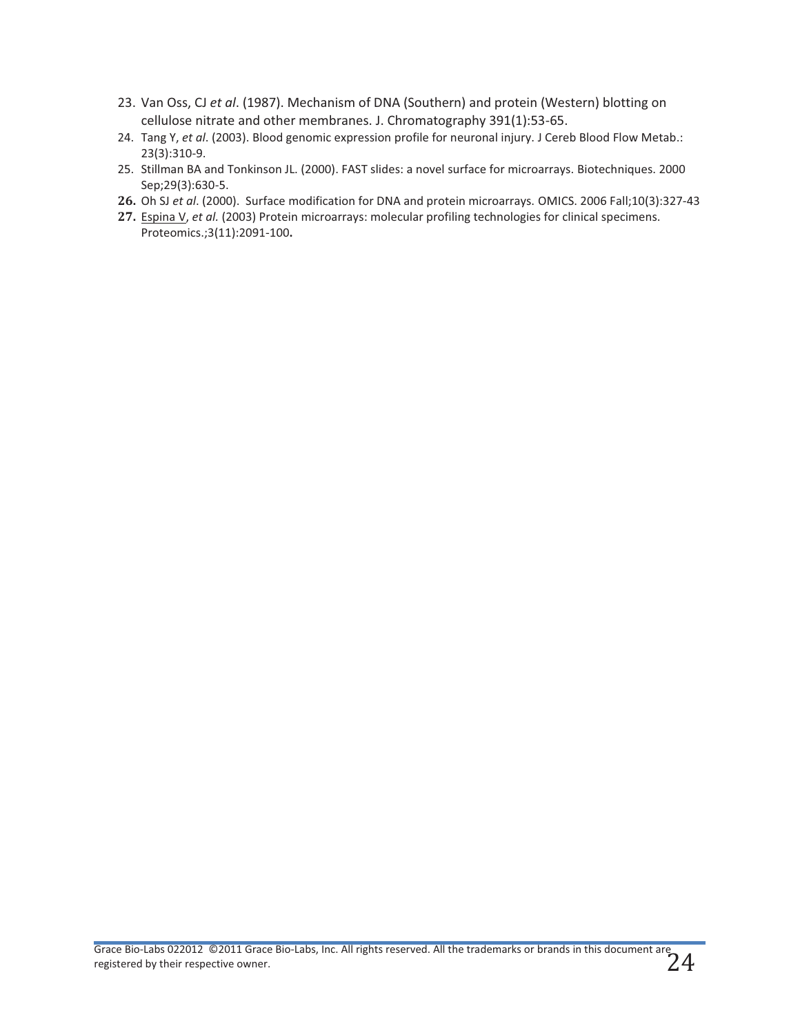23. Van Oss, CJ *et al*. (1987). Mechanism of DNA (Southern) and protein (Western) blotting on cellulose nitrate and other membranes. J. Chromatography 391(1):53-65.
24. Tang Y, *et al*. (2003). Blood genomic expression profile for neuronal injury. J Cereb Blood Flow Metab.: 23(3):310-9.
25. Stillman BA and Tonkinson JL. (2000). FAST slides: a novel surface for microarrays. Biotechniques. 2000 Sep;29(3):630-5.
26. Oh SJ *et al*. (2000). Surface modification for DNA and protein microarrays. OMICS. 2006 Fall;10(3):327-43
27. Espina V, *et al.* (2003) Protein microarrays: molecular profiling technologies for clinical specimens. Proteomics.;3(11):2091-100**.**